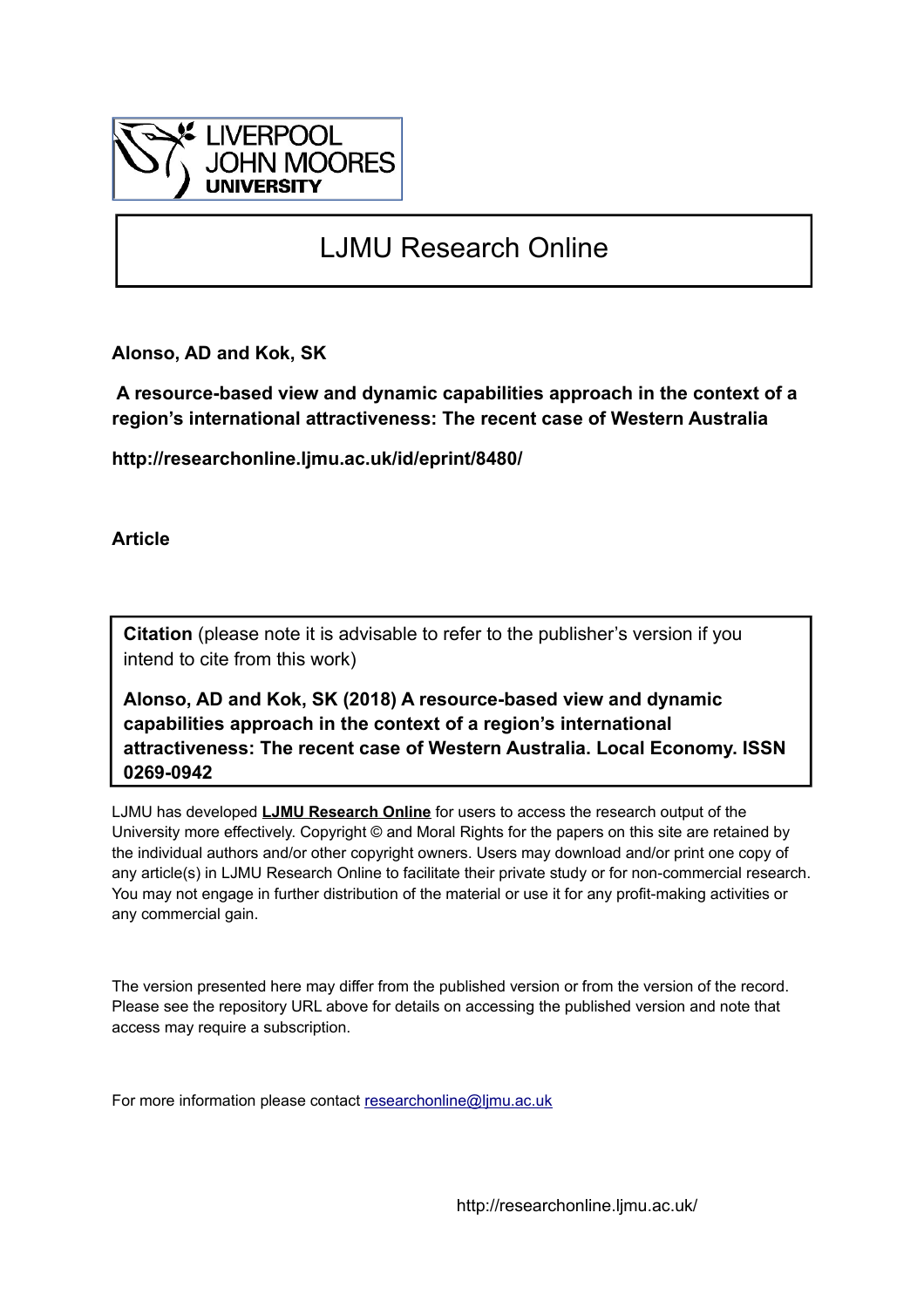LIVERPOOL JOHN MOORES UNIVERSITY

# LJMU Research Online

**Alonso, AD and Kok, SK**

**A resource-based view and dynamic capabilities approach in the context of a region's international attractiveness: The recent case of Western Australia**

**http://researchonline.ljmu.ac.uk/id/eprint/8480/**

**Article**

**Citation** (please note it is advisable to refer to the publisher's version if you intend to cite from this work)

**Alonso, AD and Kok, SK (2018) A resource-based view and dynamic capabilities approach in the context of a region's international attractiveness: The recent case of Western Australia. Local Economy. ISSN 0269-0942**

LJMU has developed **LJMU Research Online** for users to access the research output of the University more effectively. Copyright © and Moral Rights for the papers on this site are retained by the individual authors and/or other copyright owners. Users may download and/or print one copy of any article(s) in LJMU Research Online to facilitate their private study or for non-commercial research. You may not engage in further distribution of the material or use it for any profit-making activities or any commercial gain.

The version presented here may differ from the published version or from the version of the record. Please see the repository URL above for details on accessing the published version and note that access may require a subscription.

For more information please contact researchonline@ljmu.ac.uk

http://researchonline.ljmu.ac.uk/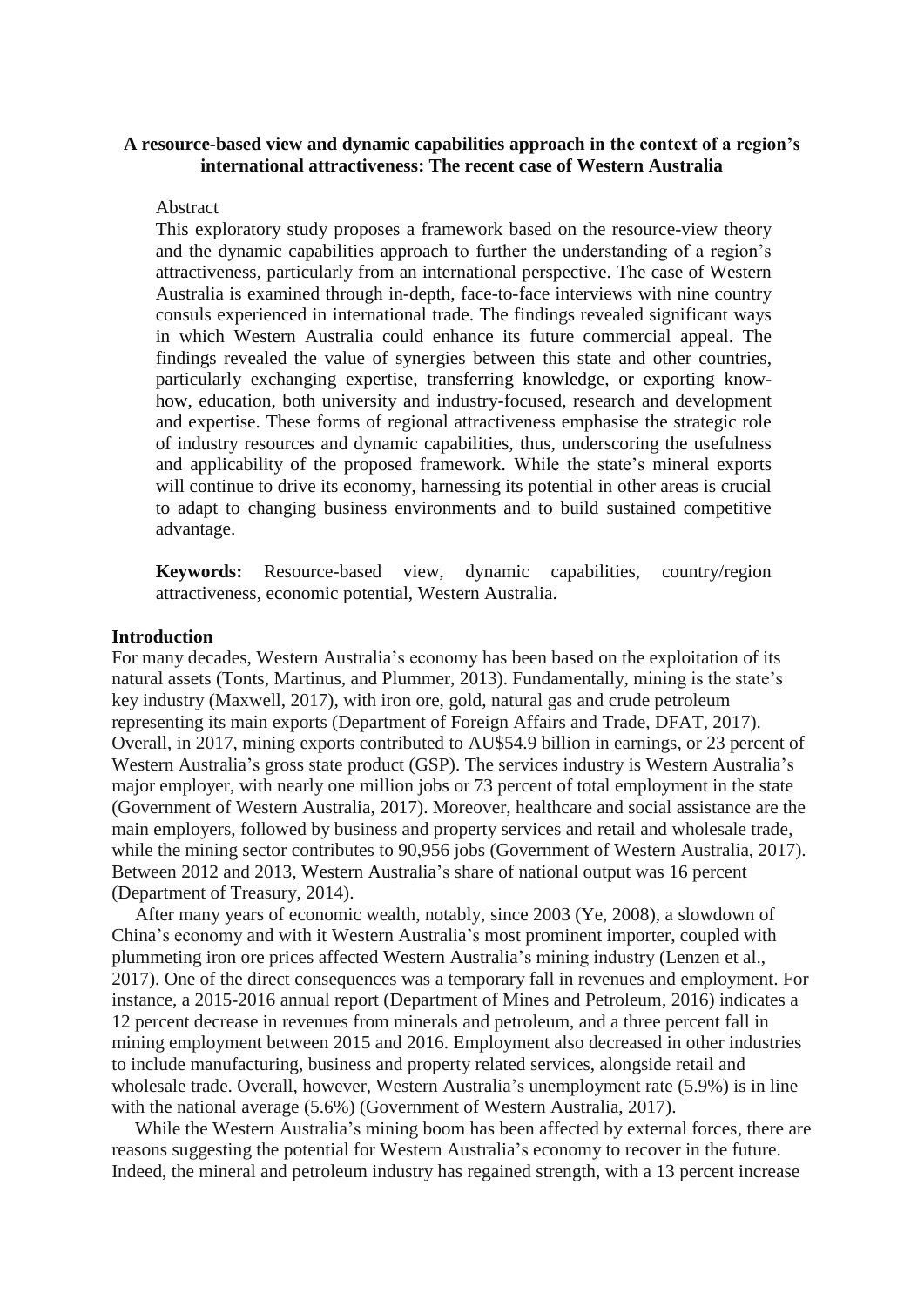**A resource-based view and dynamic capabilities approach in the context of a region's international attractiveness: The recent case of Western Australia**

Abstract

This exploratory study proposes a framework based on the resource-view theory and the dynamic capabilities approach to further the understanding of a region's attractiveness, particularly from an international perspective. The case of Western Australia is examined through in-depth, face-to-face interviews with nine country consuls experienced in international trade. The findings revealed significant ways in which Western Australia could enhance its future commercial appeal. The findings revealed the value of synergies between this state and other countries, particularly exchanging expertise, transferring knowledge, or exporting know-how, education, both university and industry-focused, research and development and expertise. These forms of regional attractiveness emphasise the strategic role of industry resources and dynamic capabilities, thus, underscoring the usefulness and applicability of the proposed framework. While the state's mineral exports will continue to drive its economy, harnessing its potential in other areas is crucial to adapt to changing business environments and to build sustained competitive advantage.

**Keywords:** Resource-based view, dynamic capabilities, country/region attractiveness, economic potential, Western Australia.

## Introduction

For many decades, Western Australia's economy has been based on the exploitation of its natural assets (Tonts, Martinus, and Plummer, 2013). Fundamentally, mining is the state's key industry (Maxwell, 2017), with iron ore, gold, natural gas and crude petroleum representing its main exports (Department of Foreign Affairs and Trade, DFAT, 2017). Overall, in 2017, mining exports contributed to AU$54.9 billion in earnings, or 23 percent of Western Australia's gross state product (GSP). The services industry is Western Australia's major employer, with nearly one million jobs or 73 percent of total employment in the state (Government of Western Australia, 2017). Moreover, healthcare and social assistance are the main employers, followed by business and property services and retail and wholesale trade, while the mining sector contributes to 90,956 jobs (Government of Western Australia, 2017). Between 2012 and 2013, Western Australia's share of national output was 16 percent (Department of Treasury, 2014).

After many years of economic wealth, notably, since 2003 (Ye, 2008), a slowdown of China's economy and with it Western Australia's most prominent importer, coupled with plummeting iron ore prices affected Western Australia's mining industry (Lenzen et al., 2017). One of the direct consequences was a temporary fall in revenues and employment. For instance, a 2015-2016 annual report (Department of Mines and Petroleum, 2016) indicates a 12 percent decrease in revenues from minerals and petroleum, and a three percent fall in mining employment between 2015 and 2016. Employment also decreased in other industries to include manufacturing, business and property related services, alongside retail and wholesale trade. Overall, however, Western Australia's unemployment rate (5.9%) is in line with the national average (5.6%) (Government of Western Australia, 2017).

While the Western Australia's mining boom has been affected by external forces, there are reasons suggesting the potential for Western Australia's economy to recover in the future. Indeed, the mineral and petroleum industry has regained strength, with a 13 percent increase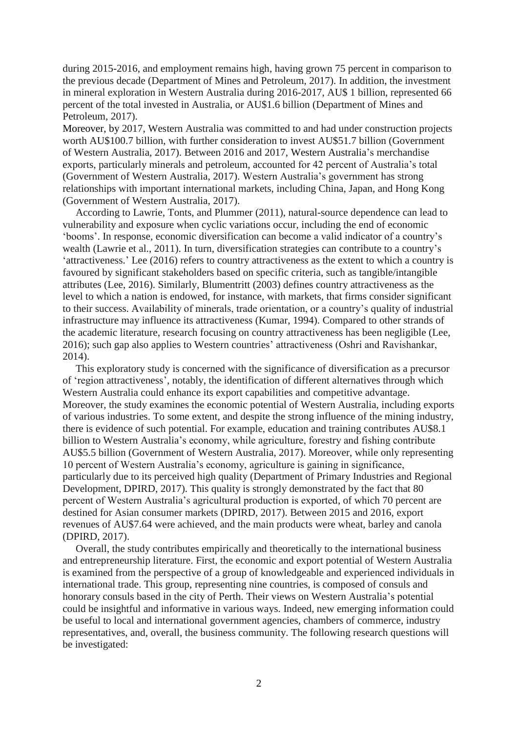during 2015-2016, and employment remains high, having grown 75 percent in comparison to the previous decade (Department of Mines and Petroleum, 2017). In addition, the investment in mineral exploration in Western Australia during 2016-2017, AU$ 1 billion, represented 66 percent of the total invested in Australia, or AU$1.6 billion (Department of Mines and Petroleum, 2017).

Moreover, by 2017, Western Australia was committed to and had under construction projects worth AU$100.7 billion, with further consideration to invest AU$51.7 billion (Government of Western Australia, 2017). Between 2016 and 2017, Western Australia's merchandise exports, particularly minerals and petroleum, accounted for 42 percent of Australia's total (Government of Western Australia, 2017). Western Australia's government has strong relationships with important international markets, including China, Japan, and Hong Kong (Government of Western Australia, 2017).

According to Lawrie, Tonts, and Plummer (2011), natural-source dependence can lead to vulnerability and exposure when cyclic variations occur, including the end of economic 'booms'. In response, economic diversification can become a valid indicator of a country's wealth (Lawrie et al., 2011). In turn, diversification strategies can contribute to a country's 'attractiveness.' Lee (2016) refers to country attractiveness as the extent to which a country is favoured by significant stakeholders based on specific criteria, such as tangible/intangible attributes (Lee, 2016). Similarly, Blumentritt (2003) defines country attractiveness as the level to which a nation is endowed, for instance, with markets, that firms consider significant to their success. Availability of minerals, trade orientation, or a country's quality of industrial infrastructure may influence its attractiveness (Kumar, 1994). Compared to other strands of the academic literature, research focusing on country attractiveness has been negligible (Lee, 2016); such gap also applies to Western countries' attractiveness (Oshri and Ravishankar, 2014).

This exploratory study is concerned with the significance of diversification as a precursor of 'region attractiveness', notably, the identification of different alternatives through which Western Australia could enhance its export capabilities and competitive advantage. Moreover, the study examines the economic potential of Western Australia, including exports of various industries. To some extent, and despite the strong influence of the mining industry, there is evidence of such potential. For example, education and training contributes AU$8.1 billion to Western Australia's economy, while agriculture, forestry and fishing contribute AU$5.5 billion (Government of Western Australia, 2017). Moreover, while only representing 10 percent of Western Australia's economy, agriculture is gaining in significance, particularly due to its perceived high quality (Department of Primary Industries and Regional Development, DPIRD, 2017). This quality is strongly demonstrated by the fact that 80 percent of Western Australia's agricultural production is exported, of which 70 percent are destined for Asian consumer markets (DPIRD, 2017). Between 2015 and 2016, export revenues of AU$7.64 were achieved, and the main products were wheat, barley and canola (DPIRD, 2017).

Overall, the study contributes empirically and theoretically to the international business and entrepreneurship literature. First, the economic and export potential of Western Australia is examined from the perspective of a group of knowledgeable and experienced individuals in international trade. This group, representing nine countries, is composed of consuls and honorary consuls based in the city of Perth. Their views on Western Australia's potential could be insightful and informative in various ways. Indeed, new emerging information could be useful to local and international government agencies, chambers of commerce, industry representatives, and, overall, the business community. The following research questions will be investigated: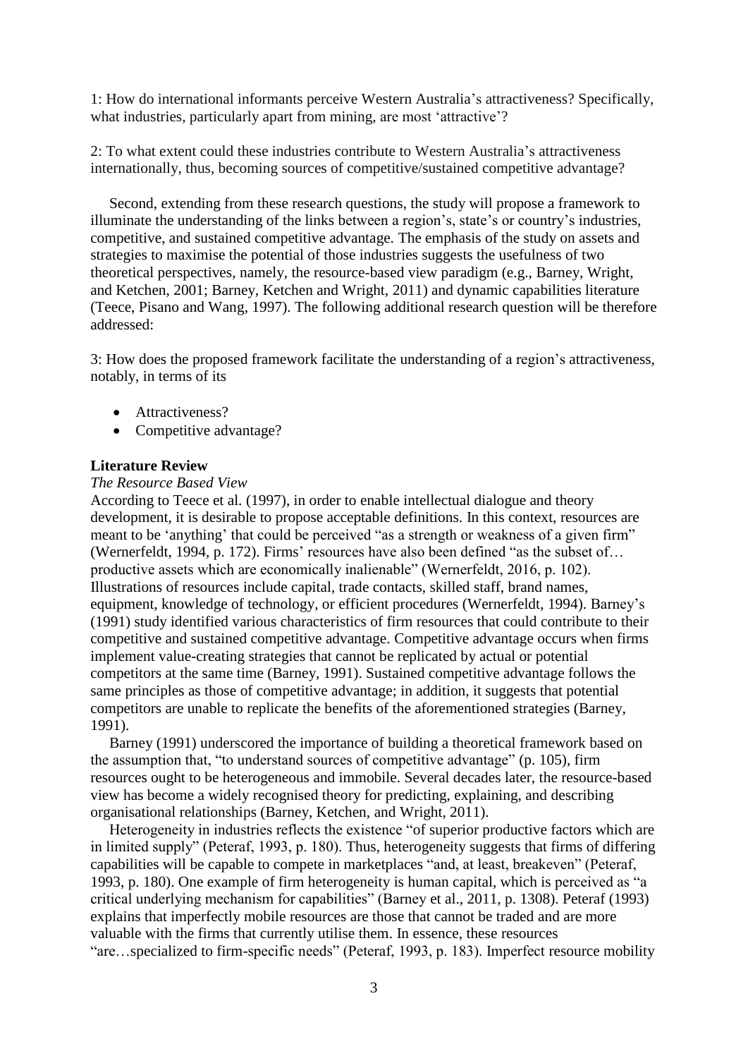1: How do international informants perceive Western Australia's attractiveness? Specifically, what industries, particularly apart from mining, are most 'attractive'?

2: To what extent could these industries contribute to Western Australia's attractiveness internationally, thus, becoming sources of competitive/sustained competitive advantage?

Second, extending from these research questions, the study will propose a framework to illuminate the understanding of the links between a region's, state's or country's industries, competitive, and sustained competitive advantage. The emphasis of the study on assets and strategies to maximise the potential of those industries suggests the usefulness of two theoretical perspectives, namely, the resource-based view paradigm (e.g., Barney, Wright, and Ketchen, 2001; Barney, Ketchen and Wright, 2011) and dynamic capabilities literature (Teece, Pisano and Wang, 1997). The following additional research question will be therefore addressed:

3: How does the proposed framework facilitate the understanding of a region's attractiveness, notably, in terms of its

- Attractiveness?
- Competitive advantage?

**Literature Review**

*The Resource Based View*

According to Teece et al. (1997), in order to enable intellectual dialogue and theory development, it is desirable to propose acceptable definitions. In this context, resources are meant to be 'anything' that could be perceived "as a strength or weakness of a given firm" (Wernerfeldt, 1994, p. 172). Firms' resources have also been defined "as the subset of… productive assets which are economically inalienable" (Wernerfeldt, 2016, p. 102). Illustrations of resources include capital, trade contacts, skilled staff, brand names, equipment, knowledge of technology, or efficient procedures (Wernerfeldt, 1994). Barney's (1991) study identified various characteristics of firm resources that could contribute to their competitive and sustained competitive advantage. Competitive advantage occurs when firms implement value-creating strategies that cannot be replicated by actual or potential competitors at the same time (Barney, 1991). Sustained competitive advantage follows the same principles as those of competitive advantage; in addition, it suggests that potential competitors are unable to replicate the benefits of the aforementioned strategies (Barney, 1991).

Barney (1991) underscored the importance of building a theoretical framework based on the assumption that, "to understand sources of competitive advantage" (p. 105), firm resources ought to be heterogeneous and immobile. Several decades later, the resource-based view has become a widely recognised theory for predicting, explaining, and describing organisational relationships (Barney, Ketchen, and Wright, 2011).

Heterogeneity in industries reflects the existence "of superior productive factors which are in limited supply" (Peteraf, 1993, p. 180). Thus, heterogeneity suggests that firms of differing capabilities will be capable to compete in marketplaces "and, at least, breakeven" (Peteraf, 1993, p. 180). One example of firm heterogeneity is human capital, which is perceived as "a critical underlying mechanism for capabilities" (Barney et al., 2011, p. 1308). Peteraf (1993) explains that imperfectly mobile resources are those that cannot be traded and are more valuable with the firms that currently utilise them. In essence, these resources "are…specialized to firm-specific needs" (Peteraf, 1993, p. 183). Imperfect resource mobility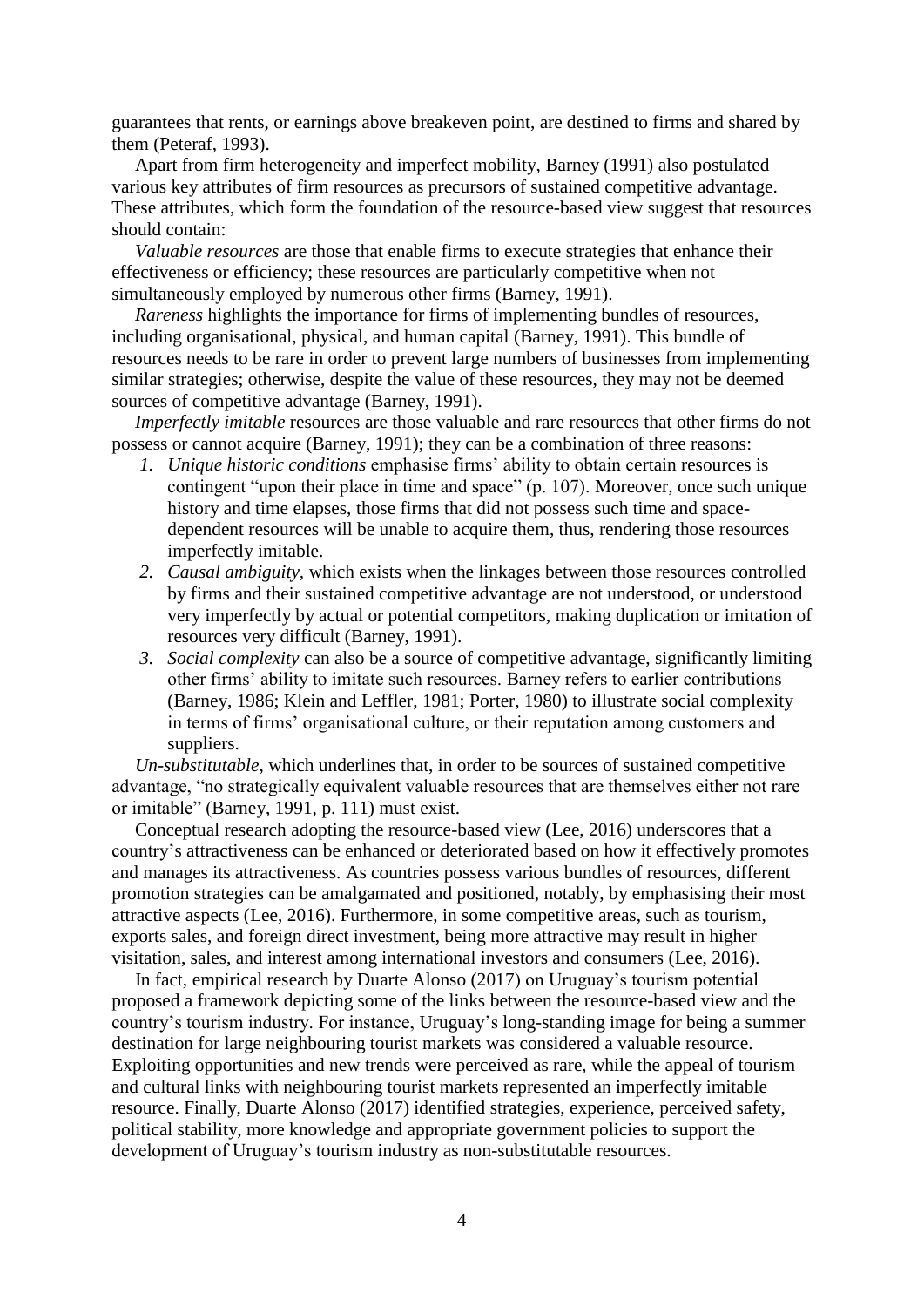guarantees that rents, or earnings above breakeven point, are destined to firms and shared by them (Peteraf, 1993).

Apart from firm heterogeneity and imperfect mobility, Barney (1991) also postulated various key attributes of firm resources as precursors of sustained competitive advantage. These attributes, which form the foundation of the resource-based view suggest that resources should contain:

*Valuable resources* are those that enable firms to execute strategies that enhance their effectiveness or efficiency; these resources are particularly competitive when not simultaneously employed by numerous other firms (Barney, 1991).

*Rareness* highlights the importance for firms of implementing bundles of resources, including organisational, physical, and human capital (Barney, 1991). This bundle of resources needs to be rare in order to prevent large numbers of businesses from implementing similar strategies; otherwise, despite the value of these resources, they may not be deemed sources of competitive advantage (Barney, 1991).

*Imperfectly imitable* resources are those valuable and rare resources that other firms do not possess or cannot acquire (Barney, 1991); they can be a combination of three reasons:

1. *Unique historic conditions* emphasise firms' ability to obtain certain resources is contingent "upon their place in time and space" (p. 107). Moreover, once such unique history and time elapses, those firms that did not possess such time and space-dependent resources will be unable to acquire them, thus, rendering those resources imperfectly imitable.
2. *Causal ambiguity*, which exists when the linkages between those resources controlled by firms and their sustained competitive advantage are not understood, or understood very imperfectly by actual or potential competitors, making duplication or imitation of resources very difficult (Barney, 1991).
3. *Social complexity* can also be a source of competitive advantage, significantly limiting other firms' ability to imitate such resources. Barney refers to earlier contributions (Barney, 1986; Klein and Leffler, 1981; Porter, 1980) to illustrate social complexity in terms of firms' organisational culture, or their reputation among customers and suppliers.

*Un-substitutable*, which underlines that, in order to be sources of sustained competitive advantage, "no strategically equivalent valuable resources that are themselves either not rare or imitable" (Barney, 1991, p. 111) must exist.

Conceptual research adopting the resource-based view (Lee, 2016) underscores that a country's attractiveness can be enhanced or deteriorated based on how it effectively promotes and manages its attractiveness. As countries possess various bundles of resources, different promotion strategies can be amalgamated and positioned, notably, by emphasising their most attractive aspects (Lee, 2016). Furthermore, in some competitive areas, such as tourism, exports sales, and foreign direct investment, being more attractive may result in higher visitation, sales, and interest among international investors and consumers (Lee, 2016).

In fact, empirical research by Duarte Alonso (2017) on Uruguay's tourism potential proposed a framework depicting some of the links between the resource-based view and the country's tourism industry. For instance, Uruguay's long-standing image for being a summer destination for large neighbouring tourist markets was considered a valuable resource. Exploiting opportunities and new trends were perceived as rare, while the appeal of tourism and cultural links with neighbouring tourist markets represented an imperfectly imitable resource. Finally, Duarte Alonso (2017) identified strategies, experience, perceived safety, political stability, more knowledge and appropriate government policies to support the development of Uruguay's tourism industry as non-substitutable resources.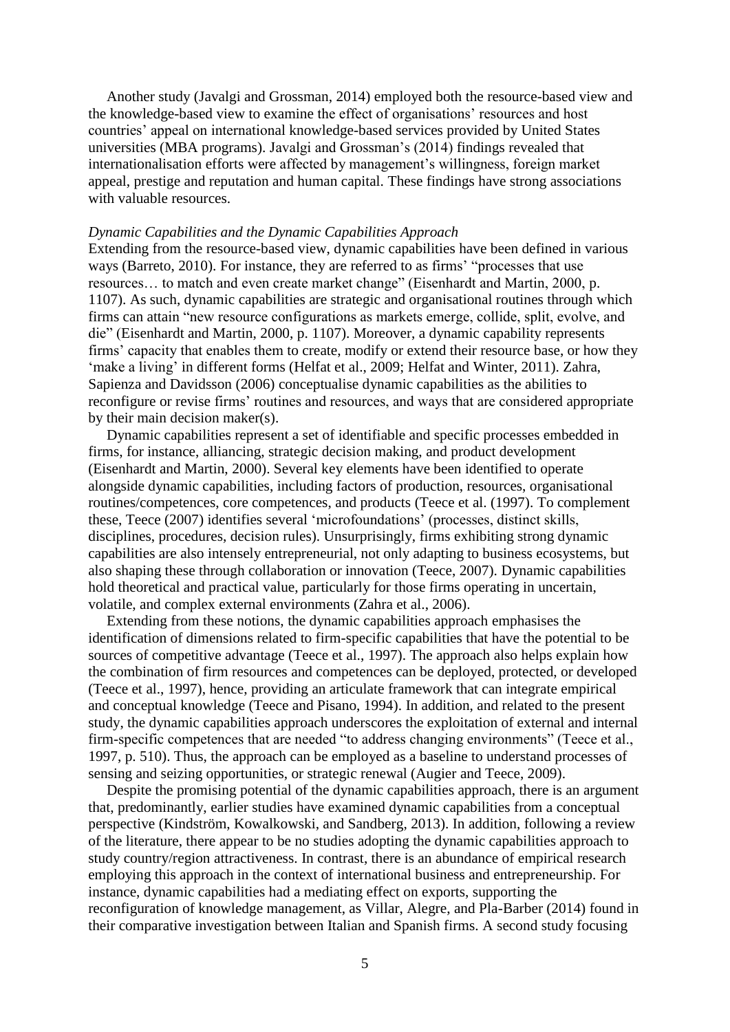Another study (Javalgi and Grossman, 2014) employed both the resource-based view and the knowledge-based view to examine the effect of organisations' resources and host countries' appeal on international knowledge-based services provided by United States universities (MBA programs). Javalgi and Grossman's (2014) findings revealed that internationalisation efforts were affected by management's willingness, foreign market appeal, prestige and reputation and human capital. These findings have strong associations with valuable resources.

*Dynamic Capabilities and the Dynamic Capabilities Approach*

Extending from the resource-based view, dynamic capabilities have been defined in various ways (Barreto, 2010). For instance, they are referred to as firms' "processes that use resources… to match and even create market change" (Eisenhardt and Martin, 2000, p. 1107). As such, dynamic capabilities are strategic and organisational routines through which firms can attain "new resource configurations as markets emerge, collide, split, evolve, and die" (Eisenhardt and Martin, 2000, p. 1107). Moreover, a dynamic capability represents firms' capacity that enables them to create, modify or extend their resource base, or how they 'make a living' in different forms (Helfat et al., 2009; Helfat and Winter, 2011). Zahra, Sapienza and Davidsson (2006) conceptualise dynamic capabilities as the abilities to reconfigure or revise firms' routines and resources, and ways that are considered appropriate by their main decision maker(s).

Dynamic capabilities represent a set of identifiable and specific processes embedded in firms, for instance, alliancing, strategic decision making, and product development (Eisenhardt and Martin, 2000). Several key elements have been identified to operate alongside dynamic capabilities, including factors of production, resources, organisational routines/competences, core competences, and products (Teece et al. (1997). To complement these, Teece (2007) identifies several 'microfoundations' (processes, distinct skills, disciplines, procedures, decision rules). Unsurprisingly, firms exhibiting strong dynamic capabilities are also intensely entrepreneurial, not only adapting to business ecosystems, but also shaping these through collaboration or innovation (Teece, 2007). Dynamic capabilities hold theoretical and practical value, particularly for those firms operating in uncertain, volatile, and complex external environments (Zahra et al., 2006).

Extending from these notions, the dynamic capabilities approach emphasises the identification of dimensions related to firm-specific capabilities that have the potential to be sources of competitive advantage (Teece et al., 1997). The approach also helps explain how the combination of firm resources and competences can be deployed, protected, or developed (Teece et al., 1997), hence, providing an articulate framework that can integrate empirical and conceptual knowledge (Teece and Pisano, 1994). In addition, and related to the present study, the dynamic capabilities approach underscores the exploitation of external and internal firm-specific competences that are needed "to address changing environments" (Teece et al., 1997, p. 510). Thus, the approach can be employed as a baseline to understand processes of sensing and seizing opportunities, or strategic renewal (Augier and Teece, 2009).

Despite the promising potential of the dynamic capabilities approach, there is an argument that, predominantly, earlier studies have examined dynamic capabilities from a conceptual perspective (Kindström, Kowalkowski, and Sandberg, 2013). In addition, following a review of the literature, there appear to be no studies adopting the dynamic capabilities approach to study country/region attractiveness. In contrast, there is an abundance of empirical research employing this approach in the context of international business and entrepreneurship. For instance, dynamic capabilities had a mediating effect on exports, supporting the reconfiguration of knowledge management, as Villar, Alegre, and Pla-Barber (2014) found in their comparative investigation between Italian and Spanish firms. A second study focusing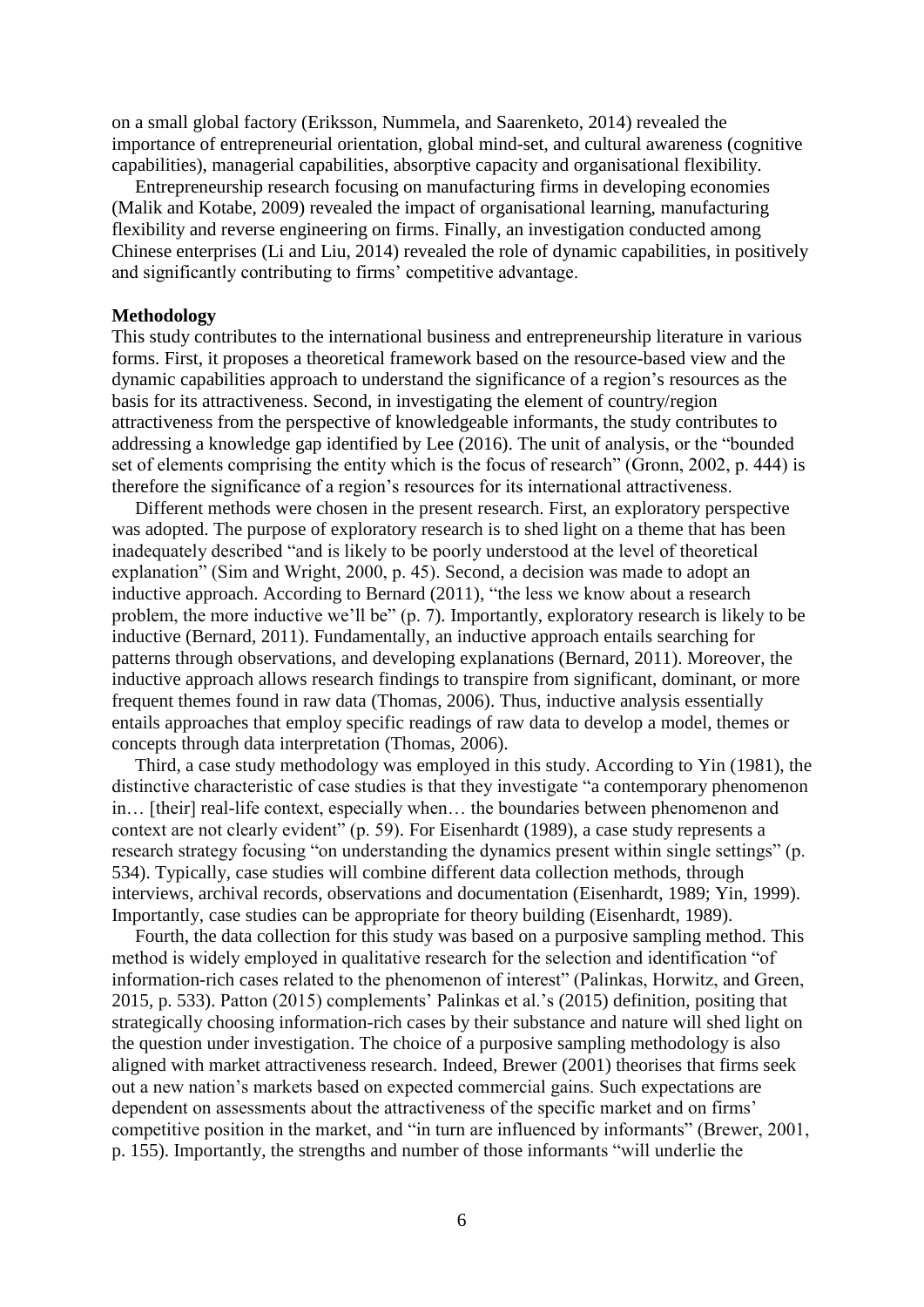on a small global factory (Eriksson, Nummela, and Saarenketo, 2014) revealed the importance of entrepreneurial orientation, global mind-set, and cultural awareness (cognitive capabilities), managerial capabilities, absorptive capacity and organisational flexibility.

Entrepreneurship research focusing on manufacturing firms in developing economies (Malik and Kotabe, 2009) revealed the impact of organisational learning, manufacturing flexibility and reverse engineering on firms. Finally, an investigation conducted among Chinese enterprises (Li and Liu, 2014) revealed the role of dynamic capabilities, in positively and significantly contributing to firms' competitive advantage.

**Methodology**

This study contributes to the international business and entrepreneurship literature in various forms. First, it proposes a theoretical framework based on the resource-based view and the dynamic capabilities approach to understand the significance of a region's resources as the basis for its attractiveness. Second, in investigating the element of country/region attractiveness from the perspective of knowledgeable informants, the study contributes to addressing a knowledge gap identified by Lee (2016). The unit of analysis, or the "bounded set of elements comprising the entity which is the focus of research" (Gronn, 2002, p. 444) is therefore the significance of a region's resources for its international attractiveness.

Different methods were chosen in the present research. First, an exploratory perspective was adopted. The purpose of exploratory research is to shed light on a theme that has been inadequately described "and is likely to be poorly understood at the level of theoretical explanation" (Sim and Wright, 2000, p. 45). Second, a decision was made to adopt an inductive approach. According to Bernard (2011), "the less we know about a research problem, the more inductive we'll be" (p. 7). Importantly, exploratory research is likely to be inductive (Bernard, 2011). Fundamentally, an inductive approach entails searching for patterns through observations, and developing explanations (Bernard, 2011). Moreover, the inductive approach allows research findings to transpire from significant, dominant, or more frequent themes found in raw data (Thomas, 2006). Thus, inductive analysis essentially entails approaches that employ specific readings of raw data to develop a model, themes or concepts through data interpretation (Thomas, 2006).

Third, a case study methodology was employed in this study. According to Yin (1981), the distinctive characteristic of case studies is that they investigate "a contemporary phenomenon in… [their] real-life context, especially when… the boundaries between phenomenon and context are not clearly evident" (p. 59). For Eisenhardt (1989), a case study represents a research strategy focusing "on understanding the dynamics present within single settings" (p. 534). Typically, case studies will combine different data collection methods, through interviews, archival records, observations and documentation (Eisenhardt, 1989; Yin, 1999). Importantly, case studies can be appropriate for theory building (Eisenhardt, 1989).

Fourth, the data collection for this study was based on a purposive sampling method. This method is widely employed in qualitative research for the selection and identification "of information-rich cases related to the phenomenon of interest" (Palinkas, Horwitz, and Green, 2015, p. 533). Patton (2015) complements' Palinkas et al.'s (2015) definition, positing that strategically choosing information-rich cases by their substance and nature will shed light on the question under investigation. The choice of a purposive sampling methodology is also aligned with market attractiveness research. Indeed, Brewer (2001) theorises that firms seek out a new nation's markets based on expected commercial gains. Such expectations are dependent on assessments about the attractiveness of the specific market and on firms' competitive position in the market, and "in turn are influenced by informants" (Brewer, 2001, p. 155). Importantly, the strengths and number of those informants "will underlie the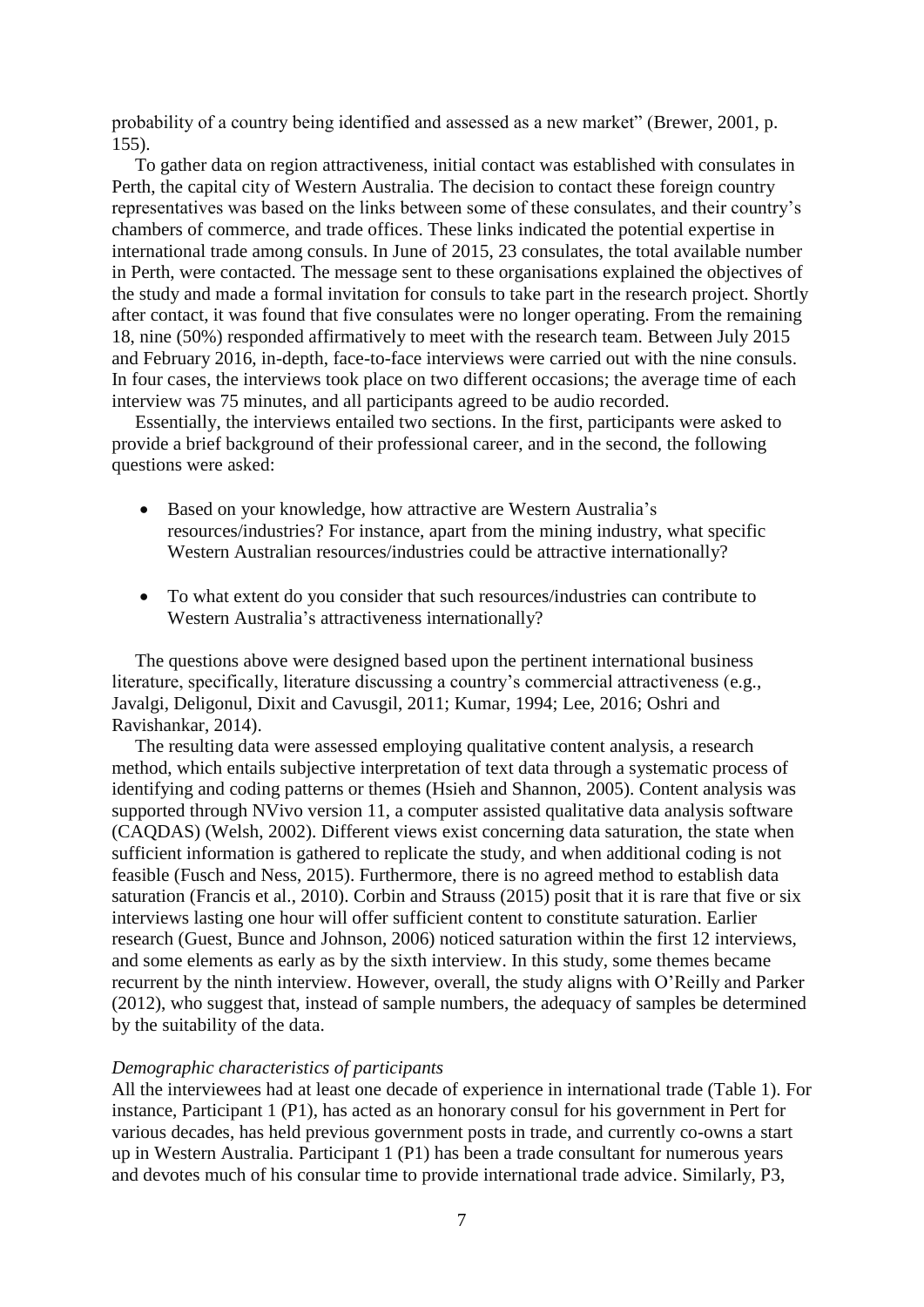probability of a country being identified and assessed as a new market" (Brewer, 2001, p. 155).

To gather data on region attractiveness, initial contact was established with consulates in Perth, the capital city of Western Australia. The decision to contact these foreign country representatives was based on the links between some of these consulates, and their country's chambers of commerce, and trade offices. These links indicated the potential expertise in international trade among consuls. In June of 2015, 23 consulates, the total available number in Perth, were contacted. The message sent to these organisations explained the objectives of the study and made a formal invitation for consuls to take part in the research project. Shortly after contact, it was found that five consulates were no longer operating. From the remaining 18, nine (50%) responded affirmatively to meet with the research team. Between July 2015 and February 2016, in-depth, face-to-face interviews were carried out with the nine consuls. In four cases, the interviews took place on two different occasions; the average time of each interview was 75 minutes, and all participants agreed to be audio recorded.

Essentially, the interviews entailed two sections. In the first, participants were asked to provide a brief background of their professional career, and in the second, the following questions were asked:

- Based on your knowledge, how attractive are Western Australia's resources/industries? For instance, apart from the mining industry, what specific Western Australian resources/industries could be attractive internationally?
- To what extent do you consider that such resources/industries can contribute to Western Australia's attractiveness internationally?

The questions above were designed based upon the pertinent international business literature, specifically, literature discussing a country's commercial attractiveness (e.g., Javalgi, Deligonul, Dixit and Cavusgil, 2011; Kumar, 1994; Lee, 2016; Oshri and Ravishankar, 2014).

The resulting data were assessed employing qualitative content analysis, a research method, which entails subjective interpretation of text data through a systematic process of identifying and coding patterns or themes (Hsieh and Shannon, 2005). Content analysis was supported through NVivo version 11, a computer assisted qualitative data analysis software (CAQDAS) (Welsh, 2002). Different views exist concerning data saturation, the state when sufficient information is gathered to replicate the study, and when additional coding is not feasible (Fusch and Ness, 2015). Furthermore, there is no agreed method to establish data saturation (Francis et al., 2010). Corbin and Strauss (2015) posit that it is rare that five or six interviews lasting one hour will offer sufficient content to constitute saturation. Earlier research (Guest, Bunce and Johnson, 2006) noticed saturation within the first 12 interviews, and some elements as early as by the sixth interview. In this study, some themes became recurrent by the ninth interview. However, overall, the study aligns with O'Reilly and Parker (2012), who suggest that, instead of sample numbers, the adequacy of samples be determined by the suitability of the data.

*Demographic characteristics of participants*

All the interviewees had at least one decade of experience in international trade (Table 1). For instance, Participant 1 (P1), has acted as an honorary consul for his government in Pert for various decades, has held previous government posts in trade, and currently co-owns a start up in Western Australia. Participant 1 (P1) has been a trade consultant for numerous years and devotes much of his consular time to provide international trade advice. Similarly, P3,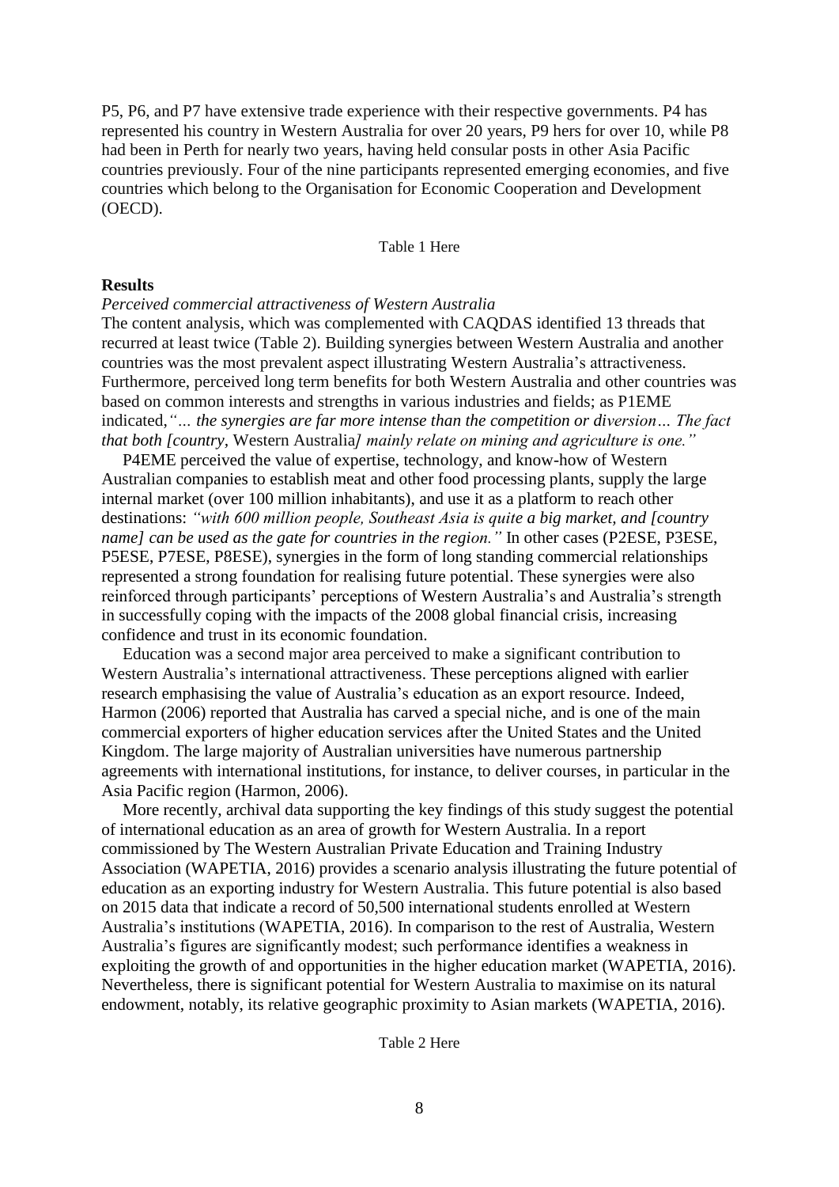P5, P6, and P7 have extensive trade experience with their respective governments. P4 has represented his country in Western Australia for over 20 years, P9 hers for over 10, while P8 had been in Perth for nearly two years, having held consular posts in other Asia Pacific countries previously. Four of the nine participants represented emerging economies, and five countries which belong to the Organisation for Economic Cooperation and Development (OECD).

Table 1 Here

## Results

*Perceived commercial attractiveness of Western Australia*

The content analysis, which was complemented with CAQDAS identified 13 threads that recurred at least twice (Table 2). Building synergies between Western Australia and another countries was the most prevalent aspect illustrating Western Australia's attractiveness. Furthermore, perceived long term benefits for both Western Australia and other countries was based on common interests and strengths in various industries and fields; as P1EME indicated,*"… the synergies are far more intense than the competition or diversion… The fact that both [country,* Western Australia*] mainly relate on mining and agriculture is one."*

P4EME perceived the value of expertise, technology, and know-how of Western Australian companies to establish meat and other food processing plants, supply the large internal market (over 100 million inhabitants), and use it as a platform to reach other destinations: *"with 600 million people, Southeast Asia is quite a big market, and [country name] can be used as the gate for countries in the region."* In other cases (P2ESE, P3ESE, P5ESE, P7ESE, P8ESE), synergies in the form of long standing commercial relationships represented a strong foundation for realising future potential. These synergies were also reinforced through participants' perceptions of Western Australia's and Australia's strength in successfully coping with the impacts of the 2008 global financial crisis, increasing confidence and trust in its economic foundation.

Education was a second major area perceived to make a significant contribution to Western Australia's international attractiveness. These perceptions aligned with earlier research emphasising the value of Australia's education as an export resource. Indeed, Harmon (2006) reported that Australia has carved a special niche, and is one of the main commercial exporters of higher education services after the United States and the United Kingdom. The large majority of Australian universities have numerous partnership agreements with international institutions, for instance, to deliver courses, in particular in the Asia Pacific region (Harmon, 2006).

More recently, archival data supporting the key findings of this study suggest the potential of international education as an area of growth for Western Australia. In a report commissioned by The Western Australian Private Education and Training Industry Association (WAPETIA, 2016) provides a scenario analysis illustrating the future potential of education as an exporting industry for Western Australia. This future potential is also based on 2015 data that indicate a record of 50,500 international students enrolled at Western Australia's institutions (WAPETIA, 2016). In comparison to the rest of Australia, Western Australia's figures are significantly modest; such performance identifies a weakness in exploiting the growth of and opportunities in the higher education market (WAPETIA, 2016). Nevertheless, there is significant potential for Western Australia to maximise on its natural endowment, notably, its relative geographic proximity to Asian markets (WAPETIA, 2016).

Table 2 Here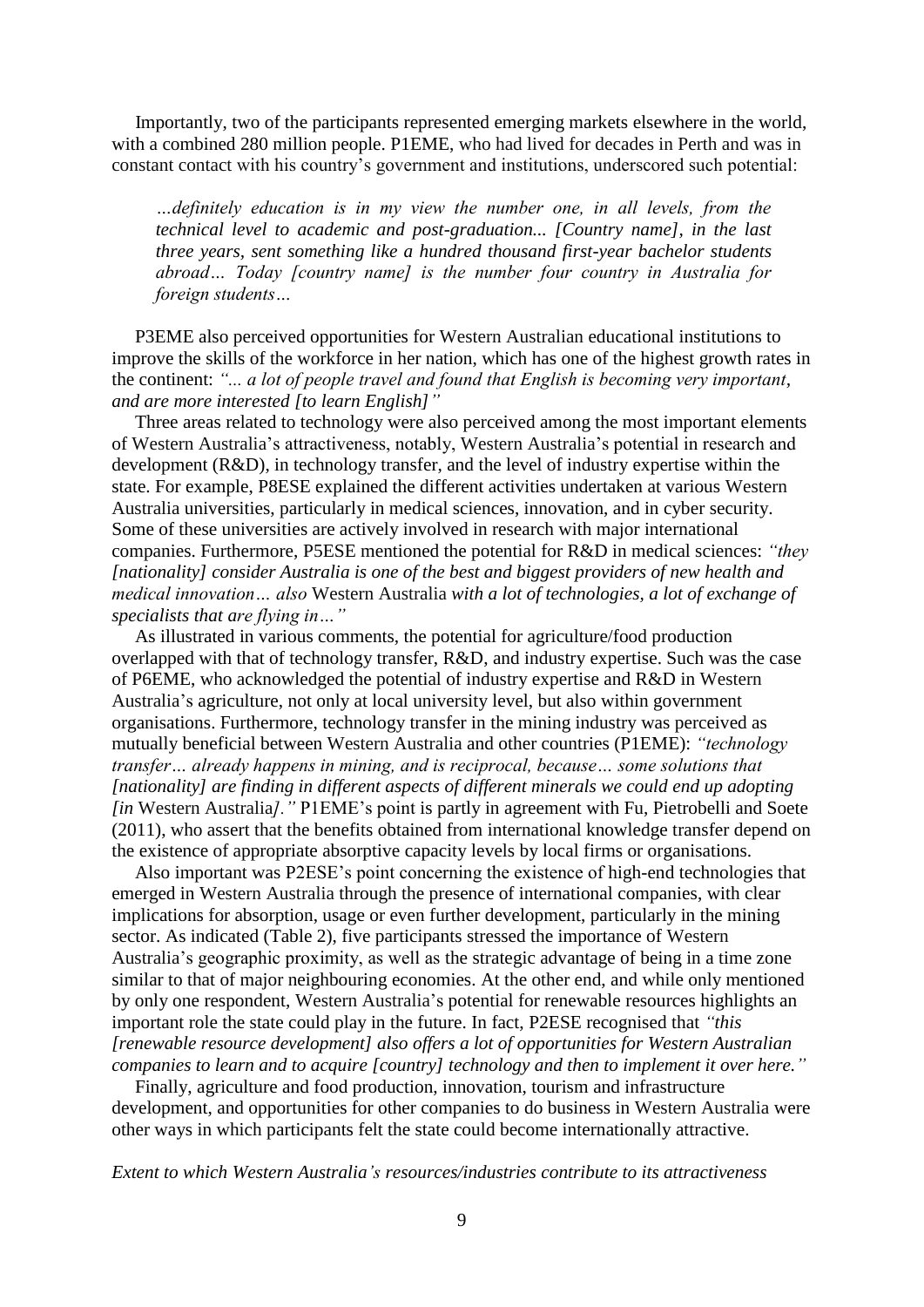Importantly, two of the participants represented emerging markets elsewhere in the world, with a combined 280 million people. P1EME, who had lived for decades in Perth and was in constant contact with his country's government and institutions, underscored such potential:

> *…definitely education is in my view the number one, in all levels, from the technical level to academic and post-graduation... [Country name], in the last three years, sent something like a hundred thousand first-year bachelor students abroad… Today [country name] is the number four country in Australia for foreign students…*

P3EME also perceived opportunities for Western Australian educational institutions to improve the skills of the workforce in her nation, which has one of the highest growth rates in the continent: *"... a lot of people travel and found that English is becoming very important, and are more interested [to learn English]"*

Three areas related to technology were also perceived among the most important elements of Western Australia's attractiveness, notably, Western Australia's potential in research and development (R&D), in technology transfer, and the level of industry expertise within the state. For example, P8ESE explained the different activities undertaken at various Western Australia universities, particularly in medical sciences, innovation, and in cyber security. Some of these universities are actively involved in research with major international companies. Furthermore, P5ESE mentioned the potential for R&D in medical sciences: *"they [nationality] consider Australia is one of the best and biggest providers of new health and medical innovation… also* Western Australia *with a lot of technologies, a lot of exchange of specialists that are flying in…"*

As illustrated in various comments, the potential for agriculture/food production overlapped with that of technology transfer, R&D, and industry expertise. Such was the case of P6EME, who acknowledged the potential of industry expertise and R&D in Western Australia's agriculture, not only at local university level, but also within government organisations. Furthermore, technology transfer in the mining industry was perceived as mutually beneficial between Western Australia and other countries (P1EME): *"technology transfer… already happens in mining, and is reciprocal, because… some solutions that [nationality] are finding in different aspects of different minerals we could end up adopting [in* Western Australia*]."* P1EME's point is partly in agreement with Fu, Pietrobelli and Soete (2011), who assert that the benefits obtained from international knowledge transfer depend on the existence of appropriate absorptive capacity levels by local firms or organisations.

Also important was P2ESE's point concerning the existence of high-end technologies that emerged in Western Australia through the presence of international companies, with clear implications for absorption, usage or even further development, particularly in the mining sector. As indicated (Table 2), five participants stressed the importance of Western Australia's geographic proximity, as well as the strategic advantage of being in a time zone similar to that of major neighbouring economies. At the other end, and while only mentioned by only one respondent, Western Australia's potential for renewable resources highlights an important role the state could play in the future. In fact, P2ESE recognised that *"this [renewable resource development] also offers a lot of opportunities for Western Australian companies to learn and to acquire [country] technology and then to implement it over here."*

Finally, agriculture and food production, innovation, tourism and infrastructure development, and opportunities for other companies to do business in Western Australia were other ways in which participants felt the state could become internationally attractive.

*Extent to which Western Australia's resources/industries contribute to its attractiveness*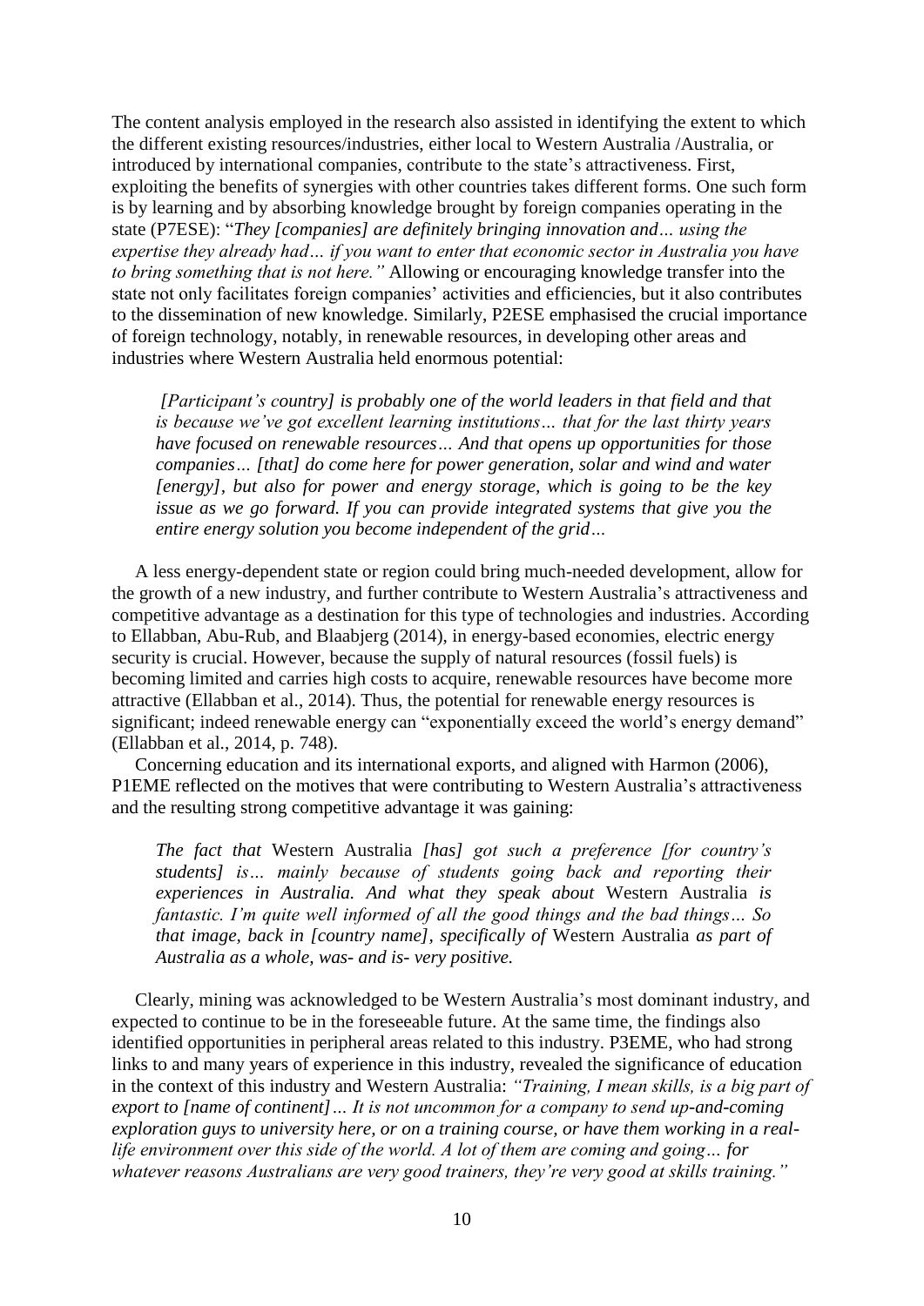The content analysis employed in the research also assisted in identifying the extent to which the different existing resources/industries, either local to Western Australia /Australia, or introduced by international companies, contribute to the state's attractiveness. First, exploiting the benefits of synergies with other countries takes different forms. One such form is by learning and by absorbing knowledge brought by foreign companies operating in the state (P7ESE): "*They [companies] are definitely bringing innovation and… using the expertise they already had… if you want to enter that economic sector in Australia you have to bring something that is not here."* Allowing or encouraging knowledge transfer into the state not only facilitates foreign companies' activities and efficiencies, but it also contributes to the dissemination of new knowledge. Similarly, P2ESE emphasised the crucial importance of foreign technology, notably, in renewable resources, in developing other areas and industries where Western Australia held enormous potential:

> *[Participant's country] is probably one of the world leaders in that field and that is because we've got excellent learning institutions… that for the last thirty years have focused on renewable resources… And that opens up opportunities for those companies… [that] do come here for power generation, solar and wind and water [energy], but also for power and energy storage, which is going to be the key issue as we go forward. If you can provide integrated systems that give you the entire energy solution you become independent of the grid…*

A less energy-dependent state or region could bring much-needed development, allow for the growth of a new industry, and further contribute to Western Australia's attractiveness and competitive advantage as a destination for this type of technologies and industries. According to Ellabban, Abu-Rub, and Blaabjerg (2014), in energy-based economies, electric energy security is crucial. However, because the supply of natural resources (fossil fuels) is becoming limited and carries high costs to acquire, renewable resources have become more attractive (Ellabban et al., 2014). Thus, the potential for renewable energy resources is significant; indeed renewable energy can "exponentially exceed the world's energy demand" (Ellabban et al., 2014, p. 748).

Concerning education and its international exports, and aligned with Harmon (2006), P1EME reflected on the motives that were contributing to Western Australia's attractiveness and the resulting strong competitive advantage it was gaining:

> *The fact that* Western Australia *[has] got such a preference [for country's students] is… mainly because of students going back and reporting their experiences in Australia. And what they speak about* Western Australia *is fantastic. I'm quite well informed of all the good things and the bad things… So that image, back in [country name], specifically of* Western Australia *as part of Australia as a whole, was- and is- very positive.*

Clearly, mining was acknowledged to be Western Australia's most dominant industry, and expected to continue to be in the foreseeable future. At the same time, the findings also identified opportunities in peripheral areas related to this industry. P3EME, who had strong links to and many years of experience in this industry, revealed the significance of education in the context of this industry and Western Australia: *"Training, I mean skills, is a big part of export to [name of continent]… It is not uncommon for a company to send up-and-coming exploration guys to university here, or on a training course, or have them working in a real-life environment over this side of the world. A lot of them are coming and going… for whatever reasons Australians are very good trainers, they're very good at skills training."*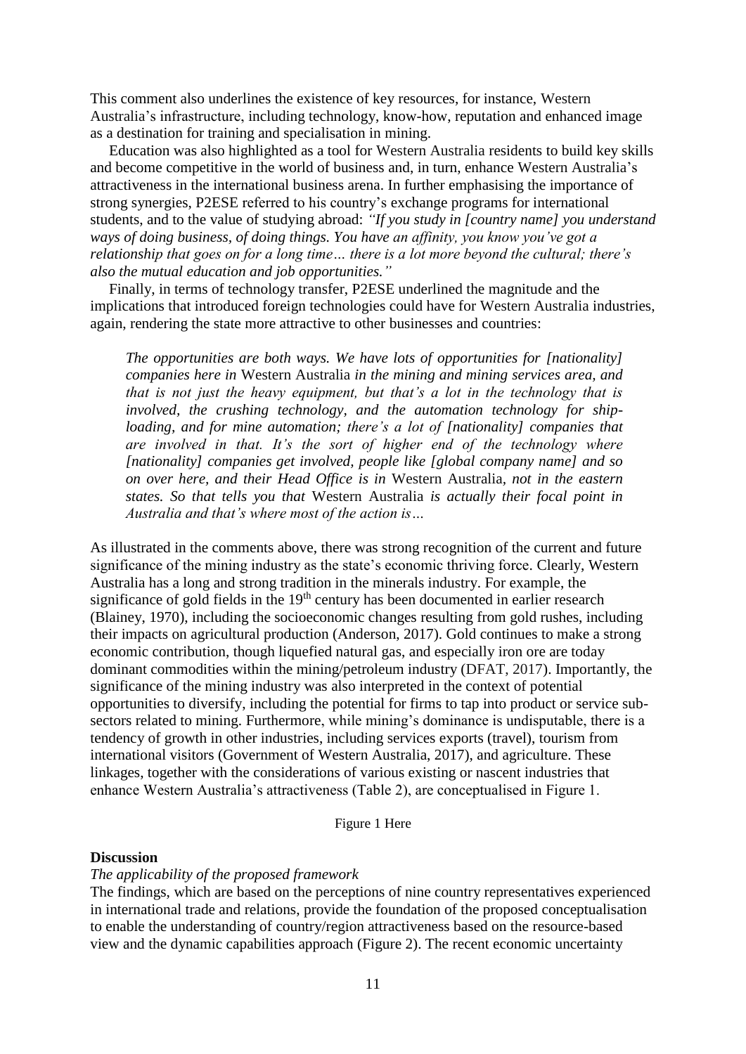This comment also underlines the existence of key resources, for instance, Western Australia's infrastructure, including technology, know-how, reputation and enhanced image as a destination for training and specialisation in mining.

Education was also highlighted as a tool for Western Australia residents to build key skills and become competitive in the world of business and, in turn, enhance Western Australia's attractiveness in the international business arena. In further emphasising the importance of strong synergies, P2ESE referred to his country's exchange programs for international students, and to the value of studying abroad: *"If you study in [country name] you understand ways of doing business, of doing things. You have an affinity, you know you've got a relationship that goes on for a long time… there is a lot more beyond the cultural; there's also the mutual education and job opportunities."*

Finally, in terms of technology transfer, P2ESE underlined the magnitude and the implications that introduced foreign technologies could have for Western Australia industries, again, rendering the state more attractive to other businesses and countries:

> *The opportunities are both ways. We have lots of opportunities for [nationality] companies here in* Western Australia *in the mining and mining services area, and that is not just the heavy equipment, but that's a lot in the technology that is involved, the crushing technology, and the automation technology for ship-loading, and for mine automation; there's a lot of [nationality] companies that are involved in that. It's the sort of higher end of the technology where [nationality] companies get involved, people like [global company name] and so on over here, and their Head Office is in* Western Australia*, not in the eastern states. So that tells you that* Western Australia *is actually their focal point in Australia and that's where most of the action is…*

As illustrated in the comments above, there was strong recognition of the current and future significance of the mining industry as the state's economic thriving force. Clearly, Western Australia has a long and strong tradition in the minerals industry. For example, the significance of gold fields in the 19th century has been documented in earlier research (Blainey, 1970), including the socioeconomic changes resulting from gold rushes, including their impacts on agricultural production (Anderson, 2017). Gold continues to make a strong economic contribution, though liquefied natural gas, and especially iron ore are today dominant commodities within the mining/petroleum industry (DFAT, 2017). Importantly, the significance of the mining industry was also interpreted in the context of potential opportunities to diversify, including the potential for firms to tap into product or service sub-sectors related to mining. Furthermore, while mining's dominance is undisputable, there is a tendency of growth in other industries, including services exports (travel), tourism from international visitors (Government of Western Australia, 2017), and agriculture. These linkages, together with the considerations of various existing or nascent industries that enhance Western Australia's attractiveness (Table 2), are conceptualised in Figure 1.

Figure 1 Here

## Discussion

### *The applicability of the proposed framework*

The findings, which are based on the perceptions of nine country representatives experienced in international trade and relations, provide the foundation of the proposed conceptualisation to enable the understanding of country/region attractiveness based on the resource-based view and the dynamic capabilities approach (Figure 2). The recent economic uncertainty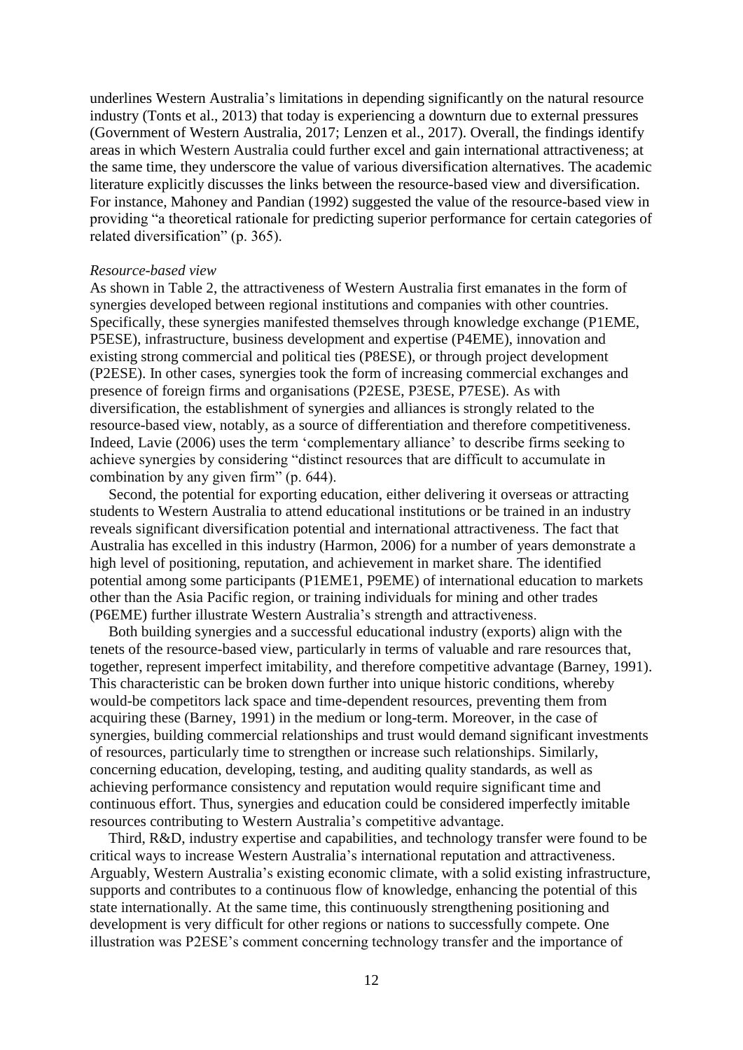underlines Western Australia's limitations in depending significantly on the natural resource industry (Tonts et al., 2013) that today is experiencing a downturn due to external pressures (Government of Western Australia, 2017; Lenzen et al., 2017). Overall, the findings identify areas in which Western Australia could further excel and gain international attractiveness; at the same time, they underscore the value of various diversification alternatives. The academic literature explicitly discusses the links between the resource-based view and diversification. For instance, Mahoney and Pandian (1992) suggested the value of the resource-based view in providing "a theoretical rationale for predicting superior performance for certain categories of related diversification" (p. 365).

*Resource-based view*

As shown in Table 2, the attractiveness of Western Australia first emanates in the form of synergies developed between regional institutions and companies with other countries. Specifically, these synergies manifested themselves through knowledge exchange (P1EME, P5ESE), infrastructure, business development and expertise (P4EME), innovation and existing strong commercial and political ties (P8ESE), or through project development (P2ESE). In other cases, synergies took the form of increasing commercial exchanges and presence of foreign firms and organisations (P2ESE, P3ESE, P7ESE). As with diversification, the establishment of synergies and alliances is strongly related to the resource-based view, notably, as a source of differentiation and therefore competitiveness. Indeed, Lavie (2006) uses the term 'complementary alliance' to describe firms seeking to achieve synergies by considering "distinct resources that are difficult to accumulate in combination by any given firm" (p. 644).

Second, the potential for exporting education, either delivering it overseas or attracting students to Western Australia to attend educational institutions or be trained in an industry reveals significant diversification potential and international attractiveness. The fact that Australia has excelled in this industry (Harmon, 2006) for a number of years demonstrate a high level of positioning, reputation, and achievement in market share. The identified potential among some participants (P1EME1, P9EME) of international education to markets other than the Asia Pacific region, or training individuals for mining and other trades (P6EME) further illustrate Western Australia's strength and attractiveness.

Both building synergies and a successful educational industry (exports) align with the tenets of the resource-based view, particularly in terms of valuable and rare resources that, together, represent imperfect imitability, and therefore competitive advantage (Barney, 1991). This characteristic can be broken down further into unique historic conditions, whereby would-be competitors lack space and time-dependent resources, preventing them from acquiring these (Barney, 1991) in the medium or long-term. Moreover, in the case of synergies, building commercial relationships and trust would demand significant investments of resources, particularly time to strengthen or increase such relationships. Similarly, concerning education, developing, testing, and auditing quality standards, as well as achieving performance consistency and reputation would require significant time and continuous effort. Thus, synergies and education could be considered imperfectly imitable resources contributing to Western Australia's competitive advantage.

Third, R&D, industry expertise and capabilities, and technology transfer were found to be critical ways to increase Western Australia's international reputation and attractiveness. Arguably, Western Australia's existing economic climate, with a solid existing infrastructure, supports and contributes to a continuous flow of knowledge, enhancing the potential of this state internationally. At the same time, this continuously strengthening positioning and development is very difficult for other regions or nations to successfully compete. One illustration was P2ESE's comment concerning technology transfer and the importance of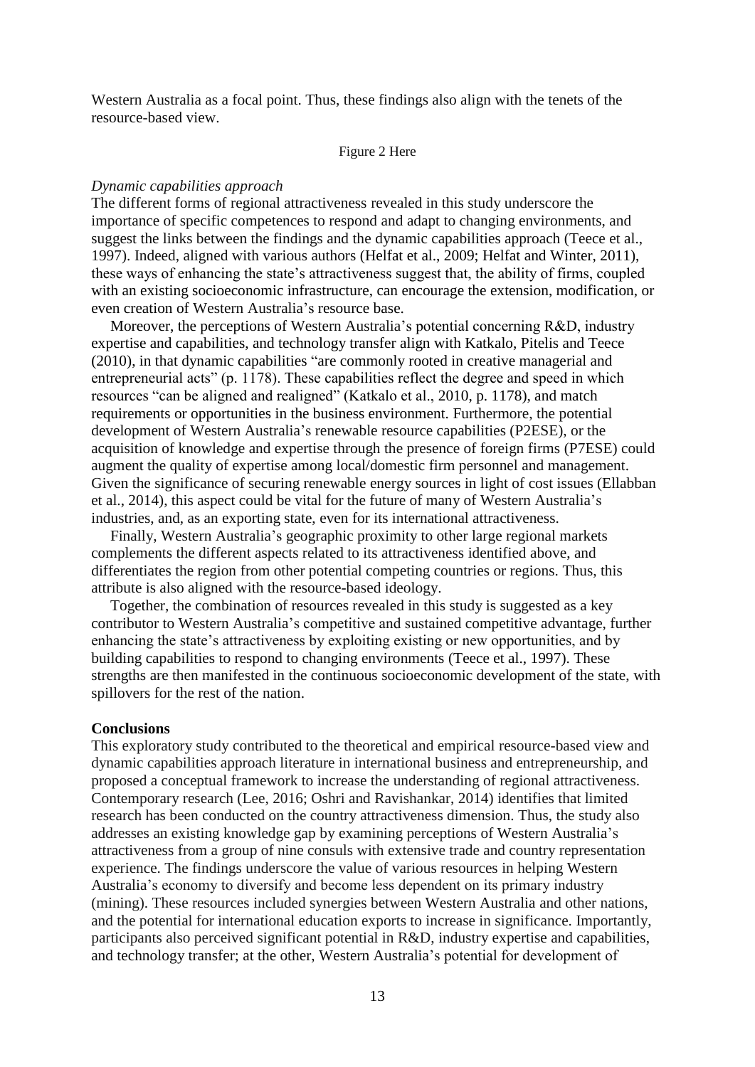Western Australia as a focal point. Thus, these findings also align with the tenets of the resource-based view.

Figure 2 Here

*Dynamic capabilities approach*

The different forms of regional attractiveness revealed in this study underscore the importance of specific competences to respond and adapt to changing environments, and suggest the links between the findings and the dynamic capabilities approach (Teece et al., 1997). Indeed, aligned with various authors (Helfat et al., 2009; Helfat and Winter, 2011), these ways of enhancing the state's attractiveness suggest that, the ability of firms, coupled with an existing socioeconomic infrastructure, can encourage the extension, modification, or even creation of Western Australia's resource base.

Moreover, the perceptions of Western Australia's potential concerning R&D, industry expertise and capabilities, and technology transfer align with Katkalo, Pitelis and Teece (2010), in that dynamic capabilities "are commonly rooted in creative managerial and entrepreneurial acts" (p. 1178). These capabilities reflect the degree and speed in which resources "can be aligned and realigned" (Katkalo et al., 2010, p. 1178), and match requirements or opportunities in the business environment. Furthermore, the potential development of Western Australia's renewable resource capabilities (P2ESE), or the acquisition of knowledge and expertise through the presence of foreign firms (P7ESE) could augment the quality of expertise among local/domestic firm personnel and management. Given the significance of securing renewable energy sources in light of cost issues (Ellabban et al., 2014), this aspect could be vital for the future of many of Western Australia's industries, and, as an exporting state, even for its international attractiveness.

Finally, Western Australia's geographic proximity to other large regional markets complements the different aspects related to its attractiveness identified above, and differentiates the region from other potential competing countries or regions. Thus, this attribute is also aligned with the resource-based ideology.

Together, the combination of resources revealed in this study is suggested as a key contributor to Western Australia's competitive and sustained competitive advantage, further enhancing the state's attractiveness by exploiting existing or new opportunities, and by building capabilities to respond to changing environments (Teece et al., 1997). These strengths are then manifested in the continuous socioeconomic development of the state, with spillovers for the rest of the nation.

**Conclusions**

This exploratory study contributed to the theoretical and empirical resource-based view and dynamic capabilities approach literature in international business and entrepreneurship, and proposed a conceptual framework to increase the understanding of regional attractiveness. Contemporary research (Lee, 2016; Oshri and Ravishankar, 2014) identifies that limited research has been conducted on the country attractiveness dimension. Thus, the study also addresses an existing knowledge gap by examining perceptions of Western Australia's attractiveness from a group of nine consuls with extensive trade and country representation experience. The findings underscore the value of various resources in helping Western Australia's economy to diversify and become less dependent on its primary industry (mining). These resources included synergies between Western Australia and other nations, and the potential for international education exports to increase in significance. Importantly, participants also perceived significant potential in R&D, industry expertise and capabilities, and technology transfer; at the other, Western Australia's potential for development of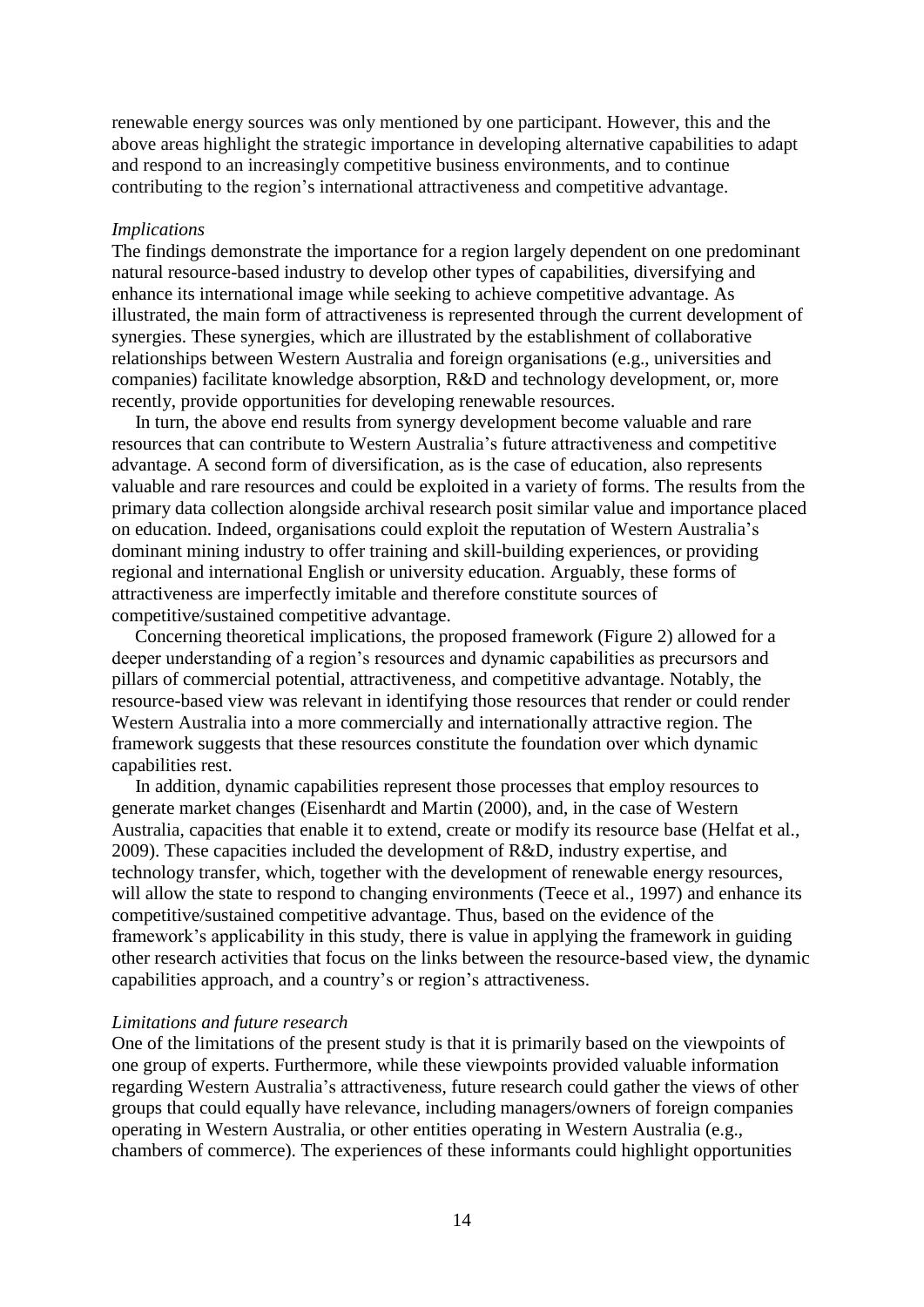renewable energy sources was only mentioned by one participant. However, this and the above areas highlight the strategic importance in developing alternative capabilities to adapt and respond to an increasingly competitive business environments, and to continue contributing to the region's international attractiveness and competitive advantage.

*Implications*

The findings demonstrate the importance for a region largely dependent on one predominant natural resource-based industry to develop other types of capabilities, diversifying and enhance its international image while seeking to achieve competitive advantage. As illustrated, the main form of attractiveness is represented through the current development of synergies. These synergies, which are illustrated by the establishment of collaborative relationships between Western Australia and foreign organisations (e.g., universities and companies) facilitate knowledge absorption, R&D and technology development, or, more recently, provide opportunities for developing renewable resources.

In turn, the above end results from synergy development become valuable and rare resources that can contribute to Western Australia's future attractiveness and competitive advantage. A second form of diversification, as is the case of education, also represents valuable and rare resources and could be exploited in a variety of forms. The results from the primary data collection alongside archival research posit similar value and importance placed on education. Indeed, organisations could exploit the reputation of Western Australia's dominant mining industry to offer training and skill-building experiences, or providing regional and international English or university education. Arguably, these forms of attractiveness are imperfectly imitable and therefore constitute sources of competitive/sustained competitive advantage.

Concerning theoretical implications, the proposed framework (Figure 2) allowed for a deeper understanding of a region's resources and dynamic capabilities as precursors and pillars of commercial potential, attractiveness, and competitive advantage. Notably, the resource-based view was relevant in identifying those resources that render or could render Western Australia into a more commercially and internationally attractive region. The framework suggests that these resources constitute the foundation over which dynamic capabilities rest.

In addition, dynamic capabilities represent those processes that employ resources to generate market changes (Eisenhardt and Martin (2000), and, in the case of Western Australia, capacities that enable it to extend, create or modify its resource base (Helfat et al., 2009). These capacities included the development of R&D, industry expertise, and technology transfer, which, together with the development of renewable energy resources, will allow the state to respond to changing environments (Teece et al., 1997) and enhance its competitive/sustained competitive advantage. Thus, based on the evidence of the framework's applicability in this study, there is value in applying the framework in guiding other research activities that focus on the links between the resource-based view, the dynamic capabilities approach, and a country's or region's attractiveness.

*Limitations and future research*

One of the limitations of the present study is that it is primarily based on the viewpoints of one group of experts. Furthermore, while these viewpoints provided valuable information regarding Western Australia's attractiveness, future research could gather the views of other groups that could equally have relevance, including managers/owners of foreign companies operating in Western Australia, or other entities operating in Western Australia (e.g., chambers of commerce). The experiences of these informants could highlight opportunities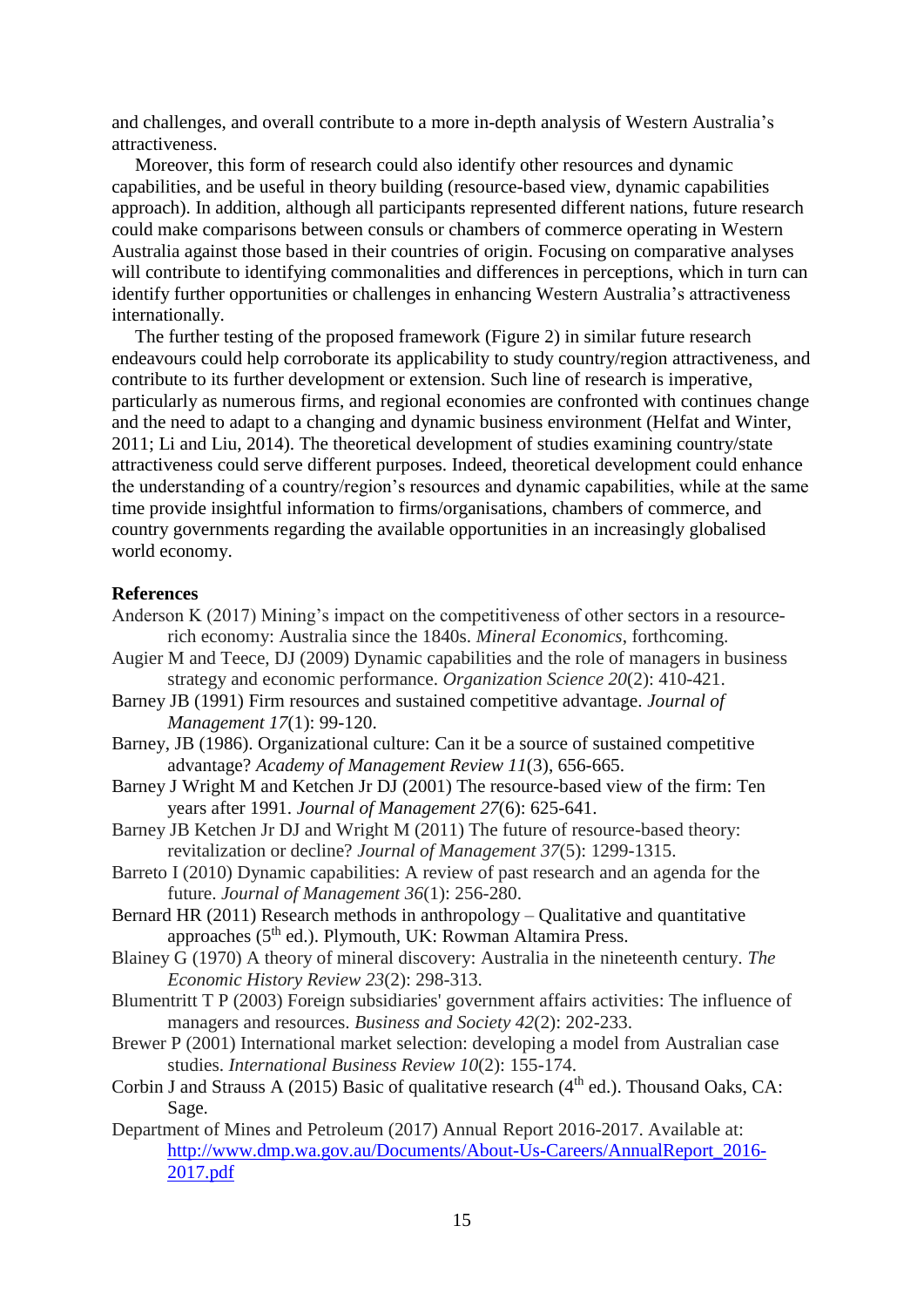and challenges, and overall contribute to a more in-depth analysis of Western Australia's attractiveness.

Moreover, this form of research could also identify other resources and dynamic capabilities, and be useful in theory building (resource-based view, dynamic capabilities approach). In addition, although all participants represented different nations, future research could make comparisons between consuls or chambers of commerce operating in Western Australia against those based in their countries of origin. Focusing on comparative analyses will contribute to identifying commonalities and differences in perceptions, which in turn can identify further opportunities or challenges in enhancing Western Australia's attractiveness internationally.

The further testing of the proposed framework (Figure 2) in similar future research endeavours could help corroborate its applicability to study country/region attractiveness, and contribute to its further development or extension. Such line of research is imperative, particularly as numerous firms, and regional economies are confronted with continues change and the need to adapt to a changing and dynamic business environment (Helfat and Winter, 2011; Li and Liu, 2014). The theoretical development of studies examining country/state attractiveness could serve different purposes. Indeed, theoretical development could enhance the understanding of a country/region's resources and dynamic capabilities, while at the same time provide insightful information to firms/organisations, chambers of commerce, and country governments regarding the available opportunities in an increasingly globalised world economy.

## References

Anderson K (2017) Mining's impact on the competitiveness of other sectors in a resource-rich economy: Australia since the 1840s. *Mineral Economics*, forthcoming.

Augier M and Teece, DJ (2009) Dynamic capabilities and the role of managers in business strategy and economic performance. *Organization Science 20*(2): 410-421.

Barney JB (1991) Firm resources and sustained competitive advantage. *Journal of Management 17*(1): 99-120.

Barney, JB (1986). Organizational culture: Can it be a source of sustained competitive advantage? *Academy of Management Review 11*(3), 656-665.

Barney J Wright M and Ketchen Jr DJ (2001) The resource-based view of the firm: Ten years after 1991. *Journal of Management 27*(6): 625-641.

Barney JB Ketchen Jr DJ and Wright M (2011) The future of resource-based theory: revitalization or decline? *Journal of Management 37*(5): 1299-1315.

Barreto I (2010) Dynamic capabilities: A review of past research and an agenda for the future. *Journal of Management 36*(1): 256-280.

Bernard HR (2011) Research methods in anthropology – Qualitative and quantitative approaches (5th ed.). Plymouth, UK: Rowman Altamira Press.

Blainey G (1970) A theory of mineral discovery: Australia in the nineteenth century. *The Economic History Review 23*(2): 298-313.

Blumentritt T P (2003) Foreign subsidiaries' government affairs activities: The influence of managers and resources. *Business and Society 42*(2): 202-233.

Brewer P (2001) International market selection: developing a model from Australian case studies. *International Business Review 10*(2): 155-174.

Corbin J and Strauss A (2015) Basic of qualitative research (4th ed.). Thousand Oaks, CA: Sage.

Department of Mines and Petroleum (2017) Annual Report 2016-2017. Available at: http://www.dmp.wa.gov.au/Documents/About-Us-Careers/AnnualReport_2016-2017.pdf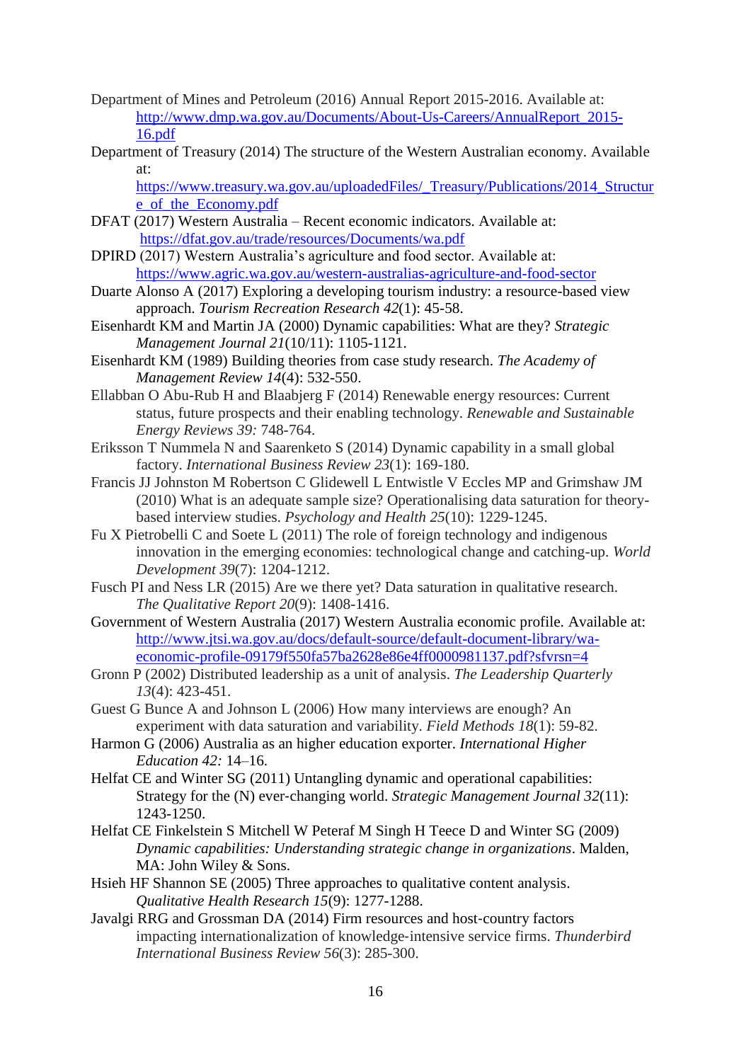Department of Mines and Petroleum (2016) Annual Report 2015-2016. Available at: http://www.dmp.wa.gov.au/Documents/About-Us-Careers/AnnualReport_2015-16.pdf

Department of Treasury (2014) The structure of the Western Australian economy. Available at: https://www.treasury.wa.gov.au/uploadedFiles/_Treasury/Publications/2014_Structure_of_the_Economy.pdf

DFAT (2017) Western Australia – Recent economic indicators. Available at: https://dfat.gov.au/trade/resources/Documents/wa.pdf

DPIRD (2017) Western Australia's agriculture and food sector. Available at: https://www.agric.wa.gov.au/western-australias-agriculture-and-food-sector

Duarte Alonso A (2017) Exploring a developing tourism industry: a resource-based view approach. *Tourism Recreation Research 42*(1): 45-58.

Eisenhardt KM and Martin JA (2000) Dynamic capabilities: What are they? *Strategic Management Journal 21*(10/11): 1105-1121.

Eisenhardt KM (1989) Building theories from case study research. *The Academy of Management Review 14*(4): 532-550.

Ellabban O Abu-Rub H and Blaabjerg F (2014) Renewable energy resources: Current status, future prospects and their enabling technology. *Renewable and Sustainable Energy Reviews 39:* 748-764.

Eriksson T Nummela N and Saarenketo S (2014) Dynamic capability in a small global factory. *International Business Review 23*(1): 169-180.

Francis JJ Johnston M Robertson C Glidewell L Entwistle V Eccles MP and Grimshaw JM (2010) What is an adequate sample size? Operationalising data saturation for theory-based interview studies. *Psychology and Health 25*(10): 1229-1245.

Fu X Pietrobelli C and Soete L (2011) The role of foreign technology and indigenous innovation in the emerging economies: technological change and catching-up. *World Development 39*(7): 1204-1212.

Fusch PI and Ness LR (2015) Are we there yet? Data saturation in qualitative research. *The Qualitative Report 20*(9): 1408-1416.

Government of Western Australia (2017) Western Australia economic profile. Available at: http://www.jtsi.wa.gov.au/docs/default-source/default-document-library/wa-economic-profile-09179f550fa57ba2628e86e4ff0000981137.pdf?sfvrsn=4

Gronn P (2002) Distributed leadership as a unit of analysis. *The Leadership Quarterly 13*(4): 423-451.

Guest G Bunce A and Johnson L (2006) How many interviews are enough? An experiment with data saturation and variability. *Field Methods 18*(1): 59-82.

Harmon G (2006) Australia as an higher education exporter. *International Higher Education 42:* 14–16.

Helfat CE and Winter SG (2011) Untangling dynamic and operational capabilities: Strategy for the (N) ever-changing world. *Strategic Management Journal 32*(11): 1243-1250.

Helfat CE Finkelstein S Mitchell W Peteraf M Singh H Teece D and Winter SG (2009) *Dynamic capabilities: Understanding strategic change in organizations*. Malden, MA: John Wiley & Sons.

Hsieh HF Shannon SE (2005) Three approaches to qualitative content analysis. *Qualitative Health Research 15*(9): 1277-1288.

Javalgi RRG and Grossman DA (2014) Firm resources and host-country factors impacting internationalization of knowledge-intensive service firms. *Thunderbird International Business Review 56*(3): 285-300.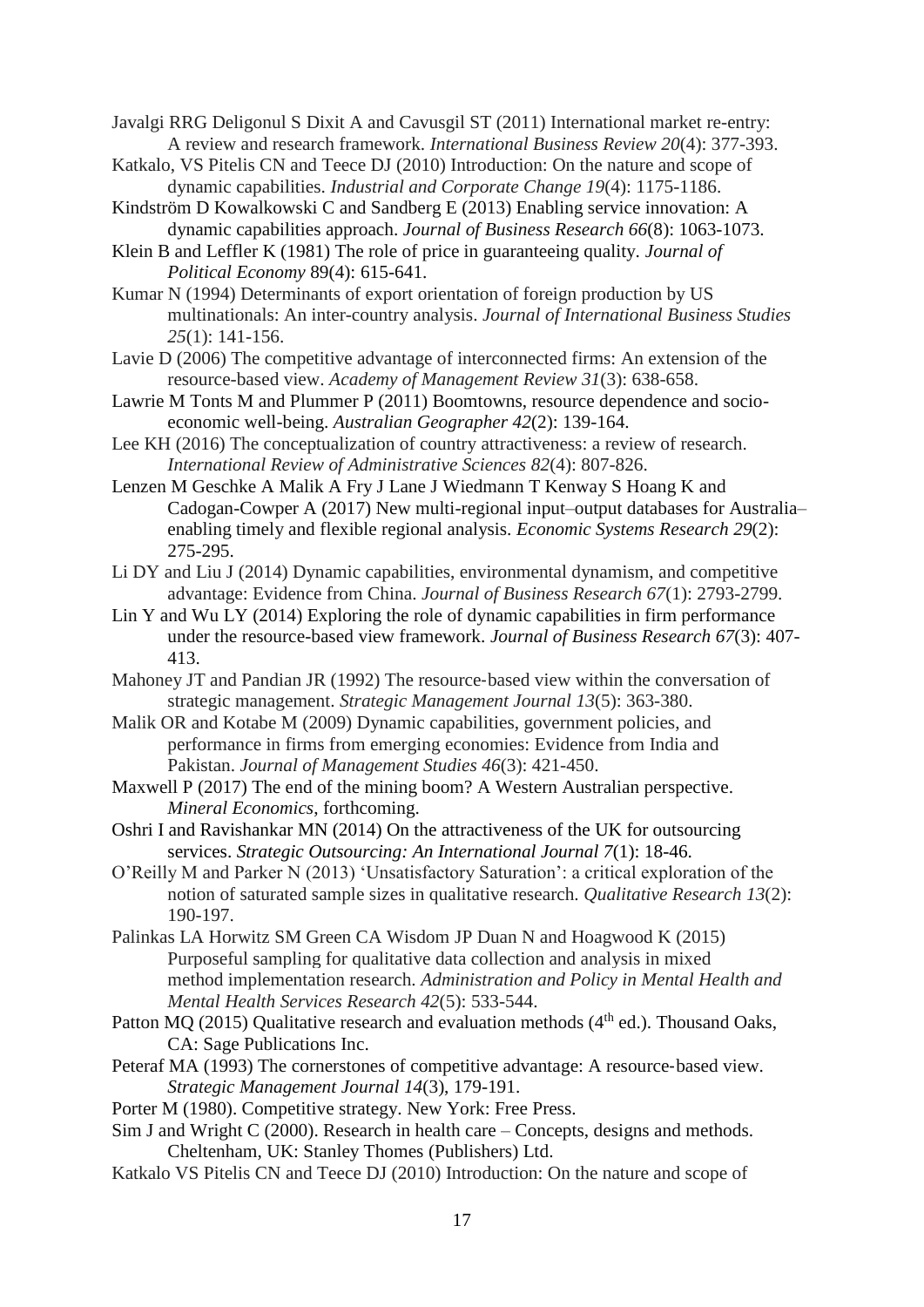Javalgi RRG Deligonul S Dixit A and Cavusgil ST (2011) International market re-entry: A review and research framework. *International Business Review 20*(4): 377-393.

Katkalo, VS Pitelis CN and Teece DJ (2010) Introduction: On the nature and scope of dynamic capabilities. *Industrial and Corporate Change 19*(4): 1175-1186.

Kindström D Kowalkowski C and Sandberg E (2013) Enabling service innovation: A dynamic capabilities approach. *Journal of Business Research 66*(8): 1063-1073.

Klein B and Leffler K (1981) The role of price in guaranteeing quality. *Journal of Political Economy* 89(4): 615-641.

Kumar N (1994) Determinants of export orientation of foreign production by US multinationals: An inter-country analysis. *Journal of International Business Studies 25*(1): 141-156.

Lavie D (2006) The competitive advantage of interconnected firms: An extension of the resource-based view. *Academy of Management Review 31*(3): 638-658.

Lawrie M Tonts M and Plummer P (2011) Boomtowns, resource dependence and socio-economic well-being. *Australian Geographer 42*(2): 139-164.

Lee KH (2016) The conceptualization of country attractiveness: a review of research. *International Review of Administrative Sciences 82*(4): 807-826.

Lenzen M Geschke A Malik A Fry J Lane J Wiedmann T Kenway S Hoang K and Cadogan-Cowper A (2017) New multi-regional input–output databases for Australia–enabling timely and flexible regional analysis. *Economic Systems Research 29*(2): 275-295.

Li DY and Liu J (2014) Dynamic capabilities, environmental dynamism, and competitive advantage: Evidence from China. *Journal of Business Research 67*(1): 2793-2799.

Lin Y and Wu LY (2014) Exploring the role of dynamic capabilities in firm performance under the resource-based view framework. *Journal of Business Research 67*(3): 407-413.

Mahoney JT and Pandian JR (1992) The resource‐based view within the conversation of strategic management. *Strategic Management Journal 13*(5): 363-380.

Malik OR and Kotabe M (2009) Dynamic capabilities, government policies, and performance in firms from emerging economies: Evidence from India and Pakistan. *Journal of Management Studies 46*(3): 421-450.

Maxwell P (2017) The end of the mining boom? A Western Australian perspective. *Mineral Economics*, forthcoming.

Oshri I and Ravishankar MN (2014) On the attractiveness of the UK for outsourcing services. *Strategic Outsourcing: An International Journal 7*(1): 18-46.

O'Reilly M and Parker N (2013) 'Unsatisfactory Saturation': a critical exploration of the notion of saturated sample sizes in qualitative research. *Qualitative Research 13*(2): 190-197.

Palinkas LA Horwitz SM Green CA Wisdom JP Duan N and Hoagwood K (2015) Purposeful sampling for qualitative data collection and analysis in mixed method implementation research. *Administration and Policy in Mental Health and Mental Health Services Research 42*(5): 533-544.

Patton MQ (2015) Qualitative research and evaluation methods (4th ed.). Thousand Oaks, CA: Sage Publications Inc.

Peteraf MA (1993) The cornerstones of competitive advantage: A resource‐based view. *Strategic Management Journal 14*(3), 179-191.

Porter M (1980). Competitive strategy. New York: Free Press.

Sim J and Wright C (2000). Research in health care – Concepts, designs and methods. Cheltenham, UK: Stanley Thomes (Publishers) Ltd.

Katkalo VS Pitelis CN and Teece DJ (2010) Introduction: On the nature and scope of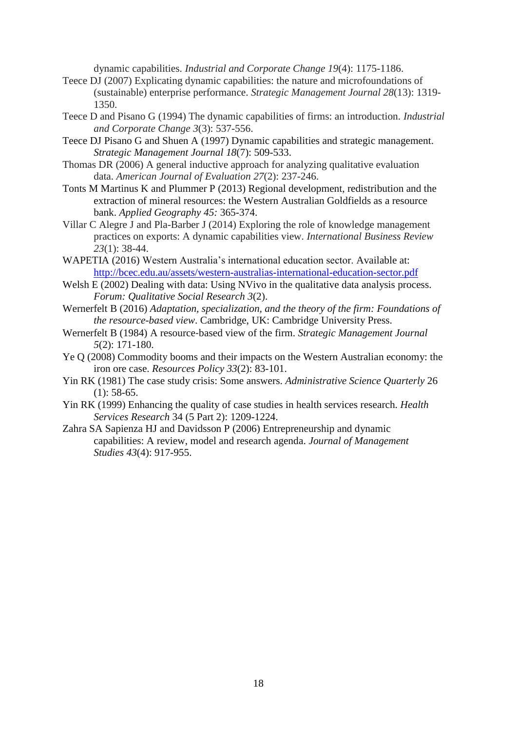dynamic capabilities. *Industrial and Corporate Change 19*(4): 1175-1186.

Teece DJ (2007) Explicating dynamic capabilities: the nature and microfoundations of (sustainable) enterprise performance. *Strategic Management Journal 28*(13): 1319-1350.

Teece D and Pisano G (1994) The dynamic capabilities of firms: an introduction. *Industrial and Corporate Change 3*(3): 537-556.

Teece DJ Pisano G and Shuen A (1997) Dynamic capabilities and strategic management. *Strategic Management Journal 18*(7): 509-533.

Thomas DR (2006) A general inductive approach for analyzing qualitative evaluation data. *American Journal of Evaluation 27*(2): 237-246.

Tonts M Martinus K and Plummer P (2013) Regional development, redistribution and the extraction of mineral resources: the Western Australian Goldfields as a resource bank. *Applied Geography 45:* 365-374.

Villar C Alegre J and Pla-Barber J (2014) Exploring the role of knowledge management practices on exports: A dynamic capabilities view. *International Business Review 23*(1): 38-44.

WAPETIA (2016) Western Australia's international education sector. Available at: http://bcec.edu.au/assets/western-australias-international-education-sector.pdf

Welsh E (2002) Dealing with data: Using NVivo in the qualitative data analysis process. *Forum: Qualitative Social Research 3*(2).

Wernerfelt B (2016) *Adaptation, specialization, and the theory of the firm: Foundations of the resource-based view*. Cambridge, UK: Cambridge University Press.

Wernerfelt B (1984) A resource-based view of the firm. *Strategic Management Journal 5*(2): 171-180.

Ye Q (2008) Commodity booms and their impacts on the Western Australian economy: the iron ore case. *Resources Policy 33*(2): 83-101.

Yin RK (1981) The case study crisis: Some answers. *Administrative Science Quarterly* 26 (1): 58-65.

Yin RK (1999) Enhancing the quality of case studies in health services research. *Health Services Research* 34 (5 Part 2): 1209-1224.

Zahra SA Sapienza HJ and Davidsson P (2006) Entrepreneurship and dynamic capabilities: A review, model and research agenda. *Journal of Management Studies 43*(4): 917-955.